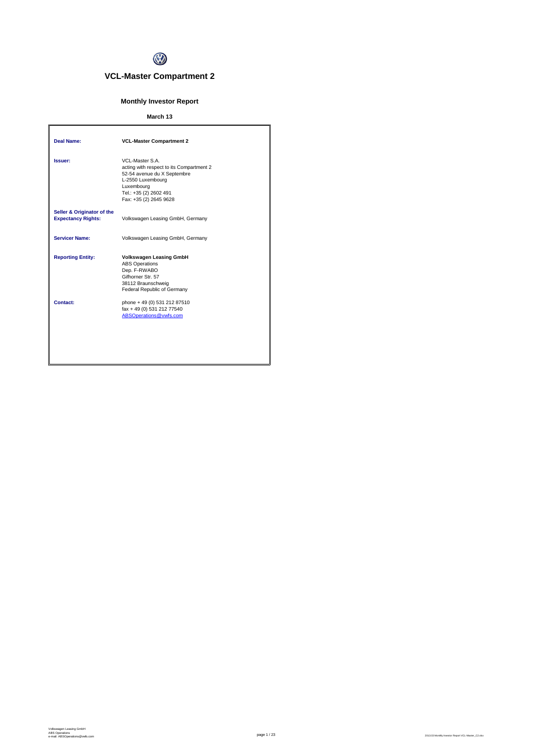# VCL-Master Compartment 2

## Monthly Investor Report

**March 13**

| | |
|---|---|
| **Deal Name:** | **VCL-Master Compartment 2** |
| **Issuer:** | VCL-Master S.A.<br>acting with respect to its Compartment 2<br>52-54 avenue du X Septembre<br>L-2550 Luxembourg<br>Luxembourg<br>Tel.: +35 (2) 2602 491<br>Fax: +35 (2) 2645 9628 |
| **Seller & Originator of the Expectancy Rights:** | Volkswagen Leasing GmbH, Germany |
| **Servicer Name:** | Volkswagen Leasing GmbH, Germany |
| **Reporting Entity:** | **Volkswagen Leasing GmbH**<br>ABS Operations<br>Dep. F-RWABO<br>Gifhorner Str. 57<br>38112 Braunschweig<br>Federal Republic of Germany |
| **Contact:** | phone + 49 (0) 531 212 87510<br>fax + 49 (0) 531 212 77540<br>ABSOperations@vwfs.com |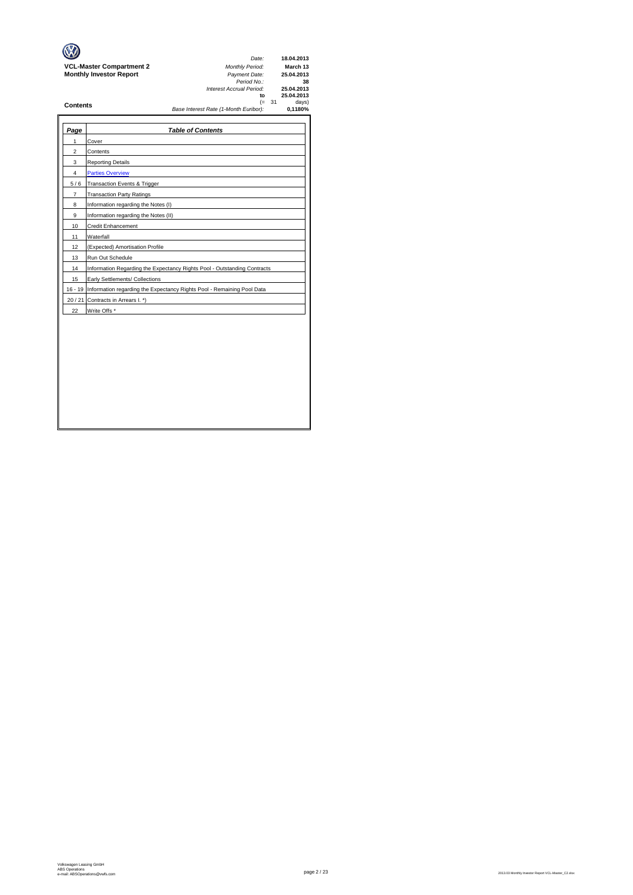**VCL-Master Compartment 2**
**Monthly Investor Report**

| | |
|---|---|
| *Date:* | **18.04.2013** |
| *Monthly Period:* | **March 13** |
| *Payment Date:* | **25.04.2013** |
| *Period No.:* | **38** |
| *Interest Accrual Period:* | **25.04.2013** |
| **to** | **25.04.2013** |
| (= 31 | days) |
| *Base Interest Rate (1-Month Euribor):* | **0,1180%** |

## Contents

| Page | Table of Contents |
|---|---|
| 1 | Cover |
| 2 | Contents |
| 3 | Reporting Details |
| 4 | Parties Overview |
| 5 / 6 | Transaction Events & Trigger |
| 7 | Transaction Party Ratings |
| 8 | Information regarding the Notes (I) |
| 9 | Information regarding the Notes (II) |
| 10 | Credit Enhancement |
| 11 | Waterfall |
| 12 | (Expected) Amortisation Profile |
| 13 | Run Out Schedule |
| 14 | Information Regarding the Expectancy Rights Pool - Outstanding Contracts |
| 15 | Early Settlements/ Collections |
| 16 - 19 | Information regarding the Expectancy Rights Pool - Remaining Pool Data |
| 20 / 21 | Contracts in Arrears I. *) |
| 22 | Write Offs * |

Volkswagen Leasing GmbH
ABS Operations
e-mail: ABSOperations@vwfs.com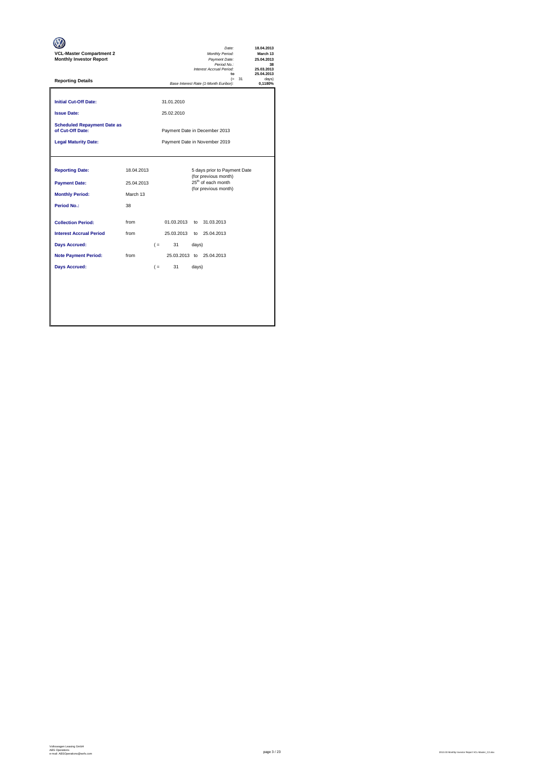**VCL-Master Compartment 2**
**Monthly Investor Report**

| | |
|---|---|
| *Date:* | **18.04.2013** |
| *Monthly Period:* | **March 13** |
| *Payment Date:* | **25.04.2013** |
| *Period No.:* | **38** |
| *Interest Accrual Period:* | **25.03.2013** |
| **to** | **25.04.2013** |
| (= 31 | days) |
| *Base Interest Rate (1-Month Euribor):* | **0,1180%** |

**Reporting Details**

| | |
|---|---|
| **Initial Cut-Off Date:** | 31.01.2010 |
| **Issue Date:** | 25.02.2010 |
| **Scheduled Repayment Date as of Cut-Off Date:** | Payment Date in December 2013 |
| **Legal Maturity Date:** | Payment Date in November 2019 |

| | | | | | |
|---|---|---|---|---|---|
| **Reporting Date:** | 18.04.2013 | | 5 days prior to Payment Date (for previous month) | | |
| **Payment Date:** | 25.04.2013 | | 25th of each month (for previous month) | | |
| **Monthly Period:** | March 13 | | | | |
| **Period No.:** | 38 | | | | |
| **Collection Period:** | from | 01.03.2013 | to | 31.03.2013 | |
| **Interest Accrual Period** | from | 25.03.2013 | to | 25.04.2013 | |
| **Days Accrued:** | | ( = | 31 | days) | |
| **Note Payment Period:** | from | 25.03.2013 | to | 25.04.2013 | |
| **Days Accrued:** | | ( = | 31 | days) | |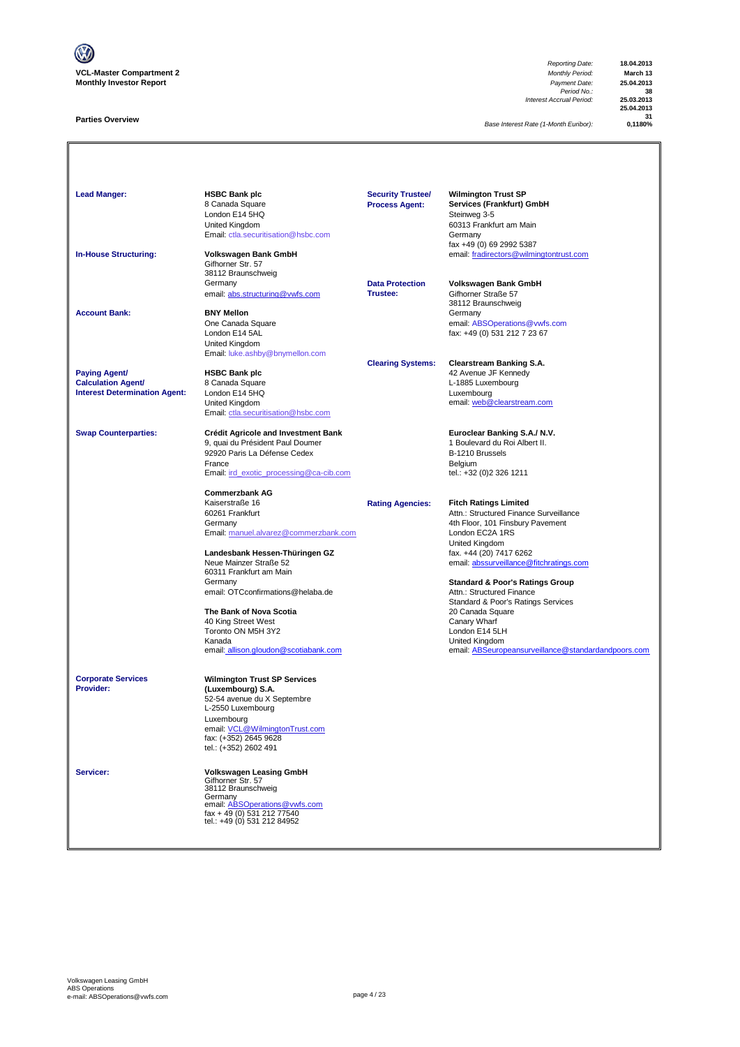**VCL-Master Compartment 2**
**Monthly Investor Report**

| | |
|---|---|
| *Reporting Date:* | **18.04.2013** |
| *Monthly Period:* | **March 13** |
| *Payment Date:* | **25.04.2013** |
| *Period No.:* | **38** |
| *Interest Accrual Period:* | **25.03.2013** |
| | **25.04.2013** |
| | **31** |
| *Base Interest Rate (1-Month Euribor):* | **0,1180%** |

## Parties Overview

**Lead Manger:**
**HSBC Bank plc**
8 Canada Square
London E14 5HQ
United Kingdom
Email: ctla.securitisation@hsbc.com

**In-House Structuring:**
**Volkswagen Bank GmbH**
Gifhorner Str. 57
38112 Braunschweig
Germany
email: abs.structuring@vwfs.com

**Account Bank:**
**BNY Mellon**
One Canada Square
London E14 5AL
United Kingdom
Email: luke.ashby@bnymellon.com

**Paying Agent/ Calculation Agent/ Interest Determination Agent:**
**HSBC Bank plc**
8 Canada Square
London E14 5HQ
United Kingdom
Email: ctla.securitisation@hsbc.com

**Swap Counterparties:**
**Crédit Agricole and Investment Bank**
9, quai du Président Paul Doumer
92920 Paris La Défense Cedex
France
Email: irdI_exotic_processing@ca-cib.com

**Commerzbank AG**
Kaiserstraße 16
60261 Frankfurt
Germany
Email: manuel.alvarez@commerzbank.com

**Landesbank Hessen-Thüringen GZ**
Neue Mainzer Straße 52
60311 Frankfurt am Main
Germany
email: OTCconfirmations@helaba.de

**The Bank of Nova Scotia**
40 King Street West
Toronto ON M5H 3Y2
Kanada
email: allison.gloudon@scotiabank.com

**Corporate Services Provider:**
**Wilmington Trust SP Services (Luxembourg) S.A.**
52-54 avenue du X Septembre
L-2550 Luxembourg
Luxembourg
email: VCL@WilmingtonTrust.com
fax: (+352) 2645 9628
tel.: (+352) 2602 491

**Servicer:**
**Volkswagen Leasing GmbH**
Gifhorner Str. 57
38112 Braunschweig
Germany
email: ABSOperations@vwfs.com
fax + 49 (0) 531 212 77540
tel.: +49 (0) 531 212 84952

**Security Trustee/ Process Agent:**
**Wilmington Trust SP Services (Frankfurt) GmbH**
Steinweg 3-5
60313 Frankfurt am Main
Germany
fax +49 (0) 69 2992 5387
email: fradirectors@wilmingtontrust.com

**Data Protection Trustee:**
**Volkswagen Bank GmbH**
Gifhorner Straße 57
38112 Braunschweig
Germany
email: ABSOperations@vwfs.com
fax: +49 (0) 531 212 7 23 67

**Clearing Systems:**
**Clearstream Banking S.A.**
42 Avenue JF Kennedy
L-1885 Luxembourg
Luxembourg
email: web@clearstream.com

**Euroclear Banking S.A./ N.V.**
1 Boulevard du Roi Albert II.
B-1210 Brussels
Belgium
tel.: +32 (0)2 326 1211

**Rating Agencies:**
**Fitch Ratings Limited**
Attn.: Structured Finance Surveillance
4th Floor, 101 Finsbury Pavement
London EC2A 1RS
United Kingdom
fax. +44 (20) 7417 6262
email: abssurveillance@fitchratings.com

**Standard & Poor's Ratings Group**
Attn.: Structured Finance
Standard & Poor's Ratings Services
20 Canada Square
Canary Wharf
London E14 5LH
United Kingdom
email: ABSeuropeansurveillance@standardandpoors.com

Volkswagen Leasing GmbH
ABS Operations
e-mail: ABSOperations@vwfs.com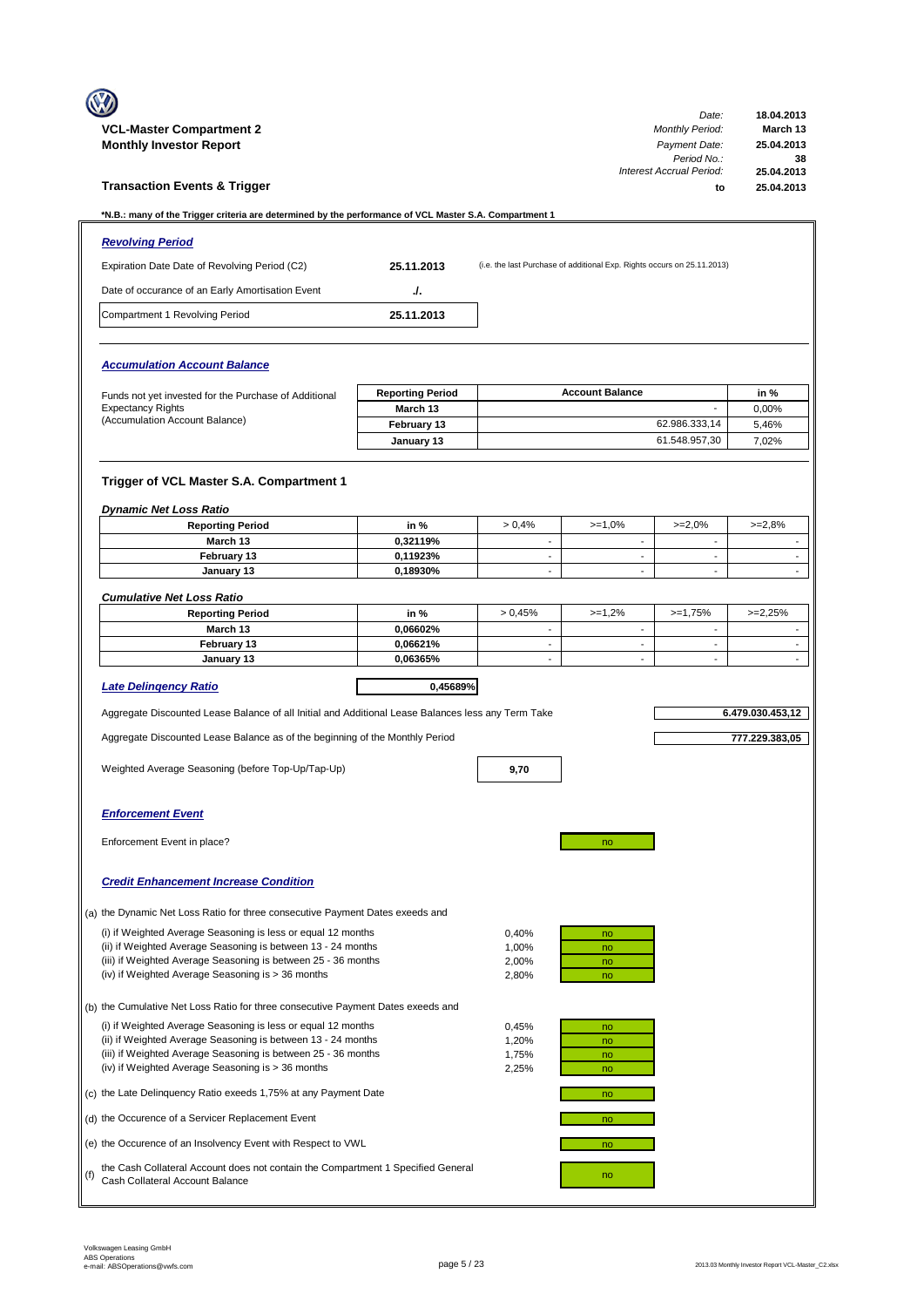**VCL-Master Compartment 2**
**Monthly Investor Report**

| | |
|---|---|
| *Date:* | **18.04.2013** |
| *Monthly Period:* | **March 13** |
| *Payment Date:* | **25.04.2013** |
| *Period No.:* | **38** |
| *Interest Accrual Period:* | **25.04.2013** |
| **to** | **25.04.2013** |

## Transaction Events & Trigger

**\*N.B.: many of the Trigger criteria are determined by the performance of VCL Master S.A. Compartment 1**

### *Revolving Period*

| | | |
|---|---|---|
| Expiration Date Date of Revolving Period (C2) | **25.11.2013** | (i.e. the last Purchase of additional Exp. Rights occurs on 25.11.2013) |
| Date of occurance of an Early Amortisation Event | **./.** | |
| Compartment 1 Revolving Period | **25.11.2013** | |

### *Accumulation Account Balance*

Funds not yet invested for the Purchase of Additional Expectancy Rights (Accumulation Account Balance)

| Reporting Period | Account Balance | in % |
|---|---|---|
| March 13 | - | 0,00% |
| February 13 | 62.986.333,14 | 5,46% |
| January 13 | 61.548.957,30 | 7,02% |

### Trigger of VCL Master S.A. Compartment 1

*Dynamic Net Loss Ratio*

| Reporting Period | in % | > 0,4% | >=1,0% | >=2,0% | >=2,8% |
|---|---|---|---|---|---|
| March 13 | 0,32119% | - | - | - | - |
| February 13 | 0,11923% | - | - | - | - |
| January 13 | 0,18930% | - | - | - | - |

*Cumulative Net Loss Ratio*

| Reporting Period | in % | > 0,45% | >=1,2% | >=1,75% | >=2,25% |
|---|---|---|---|---|---|
| March 13 | 0,06602% | - | - | - | - |
| February 13 | 0,06621% | - | - | - | - |
| January 13 | 0,06365% | - | - | - | - |

***Late Delinqency Ratio*** **0,45689%**

Aggregate Discounted Lease Balance of all Initial and Additional Lease Balances less any Term Take: **6.479.030.453,12**

Aggregate Discounted Lease Balance as of the beginning of the Monthly Period: **777.229.383,05**

Weighted Average Seasoning (before Top-Up/Tap-Up): **9,70**

### *Enforcement Event*

Enforcement Event in place? no

### *Credit Enhancement Increase Condition*

(a) the Dynamic Net Loss Ratio for three consecutive Payment Dates exeeds and

| | | |
|---|---|---|
| (i) if Weighted Average Seasoning is less or equal 12 months | 0,40% | no |
| (ii) if Weighted Average Seasoning is between 13 - 24 months | 1,00% | no |
| (iii) if Weighted Average Seasoning is between 25 - 36 months | 2,00% | no |
| (iv) if Weighted Average Seasoning is > 36 months | 2,80% | no |

(b) the Cumulative Net Loss Ratio for three consecutive Payment Dates exeeds and

| | | |
|---|---|---|
| (i) if Weighted Average Seasoning is less or equal 12 months | 0,45% | no |
| (ii) if Weighted Average Seasoning is between 13 - 24 months | 1,20% | no |
| (iii) if Weighted Average Seasoning is between 25 - 36 months | 1,75% | no |
| (iv) if Weighted Average Seasoning is > 36 months | 2,25% | no |

(c) the Late Delinquency Ratio exeeds 1,75% at any Payment Date: no

(d) the Occurence of a Servicer Replacement Event: no

(e) the Occurence of an Insolvency Event with Respect to VWL: no

(f) the Cash Collateral Account does not contain the Compartment 1 Specified General Cash Collateral Account Balance: no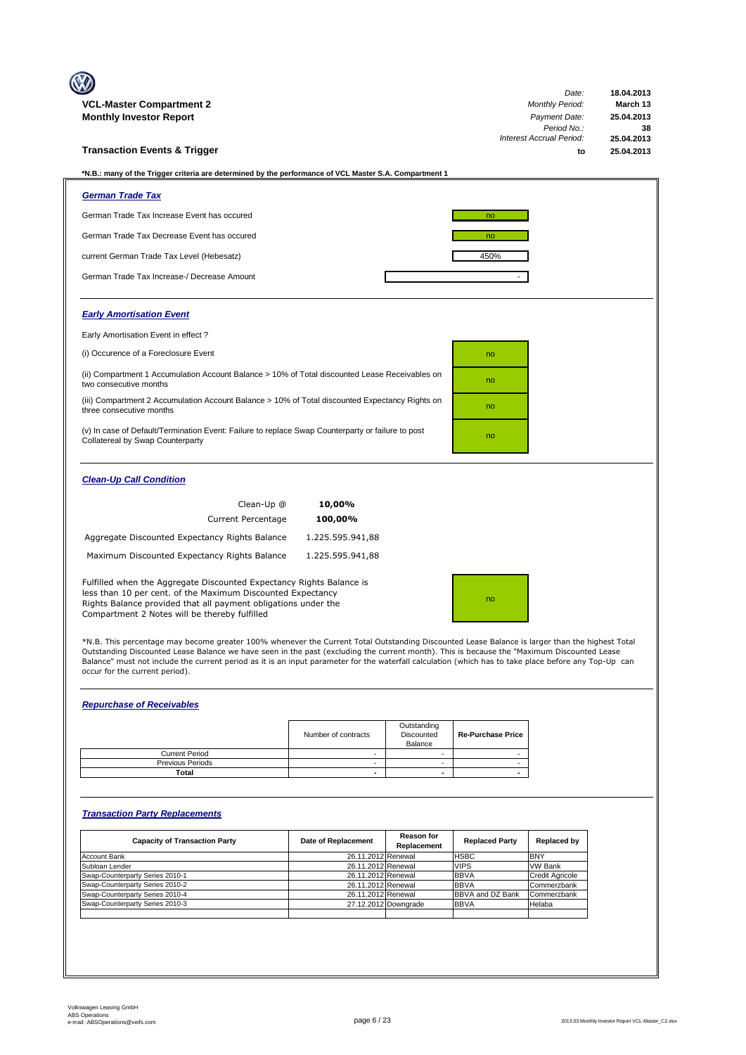**VCL-Master Compartment 2**
**Monthly Investor Report**

| | |
|---|---|
| *Date:* | **18.04.2013** |
| *Monthly Period:* | **March 13** |
| *Payment Date:* | **25.04.2013** |
| *Period No.:* | **38** |
| *Interest Accrual Period:* | **25.04.2013** |
| **to** | **25.04.2013** |

## Transaction Events & Trigger

**\*N.B.: many of the Trigger criteria are determined by the performance of VCL Master S.A. Compartment 1**

### German Trade Tax

| | |
|---|---|
| German Trade Tax Increase Event has occured | no |
| German Trade Tax Decrease Event has occured | no |
| current German Trade Tax Level (Hebesatz) | 450% |
| German Trade Tax Increase-/ Decrease Amount | - |

### Early Amortisation Event

Early Amortisation Event in effect ?

| | |
|---|---|
| (i) Occurence of a Foreclosure Event | no |
| (ii) Compartment 1 Accumulation Account Balance > 10% of Total discounted Lease Receivables on two consecutive months | no |
| (iii) Compartment 2 Accumulation Account Balance > 10% of Total discounted Expectancy Rights on three consecutive months | no |
| (v) In case of Default/Termination Event: Failure to replace Swap Counterparty or failure to post Collatereal by Swap Counterparty | no |

### Clean-Up Call Condition

| | |
|---|---|
| Clean-Up @ | **10,00%** |
| Current Percentage | **100,00%** |
| Aggregate Discounted Expectancy Rights Balance | 1.225.595.941,88 |
| Maximum Discounted Expectancy Rights Balance | 1.225.595.941,88 |

| | |
|---|---|
| Fulfilled when the Aggregate Discounted Expectancy Rights Balance is less than 10 per cent. of the Maximum Discounted Expectancy Rights Balance provided that all payment obligations under the Compartment 2 Notes will be thereby fulfilled | no |

\*N.B. This percentage may become greater 100% whenever the Current Total Outstanding Discounted Lease Balance is larger than the highest Total Outstanding Discounted Lease Balance we have seen in the past (excluding the current month). This is because the "Maximum Discounted Lease Balance" must not include the current period as it is an input parameter for the waterfall calculation (which has to take place before any Top-Up can occur for the current period).

### Repurchase of Receivables

| | Number of contracts | Outstanding Discounted Balance | Re-Purchase Price |
|---|---|---|---|
| Current Period | - | - | - |
| Previous Periods | - | - | - |
| **Total** | **-** | **-** | **-** |

### Transaction Party Replacements

| Capacity of Transaction Party | Date of Replacement | Reason for Replacement | Replaced Party | Replaced by |
|---|---|---|---|---|
| Account Bank | 26.11.2012 | Renewal | HSBC | BNY |
| Subloan Lender | 26.11.2012 | Renewal | VIPS | VW Bank |
| Swap-Counterparty Series 2010-1 | 26.11.2012 | Renewal | BBVA | Credit Agricole |
| Swap-Counterparty Series 2010-2 | 26.11.2012 | Renewal | BBVA | Commerzbank |
| Swap-Counterparty Series 2010-4 | 26.11.2012 | Renewal | BBVA and DZ Bank | Commerzbank |
| Swap-Counterparty Series 2010-3 | 27.12.2012 | Downgrade | BBVA | Helaba |

Volkswagen Leasing GmbH
ABS Operations
e-mail: ABSOperations@vwfs.com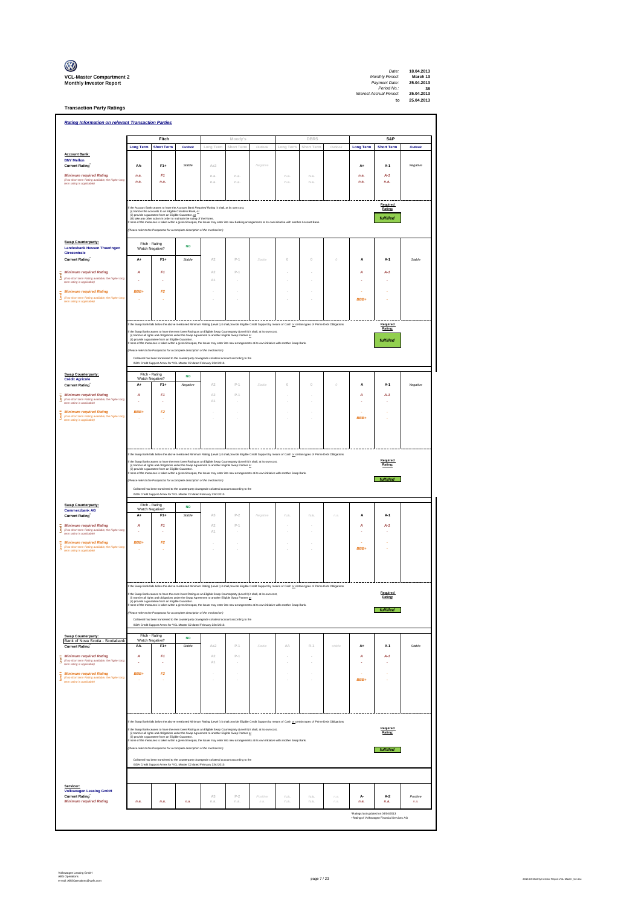**VCL-Master Compartment 2**
**Monthly Investor Report**

| | |
|---|---|
| *Date:* | 18.04.2013 |
| *Monthly Period:* | March 13 |
| *Payment Date:* | 25.04.2013 |
| *Period No.:* | 38 |
| *Interest Accrual Period:* | 25.04.2013 |
| to | 25.04.2013 |

## Transaction Party Ratings

### *Rating Information on relevant Transaction Parties*

| | Fitch | | | Moody's | | | DBRS | | | S&P | | |
|---|---|---|---|---|---|---|---|---|---|---|---|---|
| | Long Term | Short Term | Outlook | Long Term | Short Term | Outlook | Long Term | Short Term | Outlook | Long Term | Short Term | Outlook |
| **Account Bank:** | | | | | | | | | | | | |
| **BNY Mellon** | | | | | | | | | | | | |
| **Current Rating*** | AA- | F1+ | Stable | Aa3 | | Negative | | | | A+ | A-1 | Negative |
| *Minimum required Rating* | n.a. | F1 | | n.a. | n.a. | | n.a. | n.a. | | n.a. | A-1 | |
| *(if no short term Rating available, the higher long term rating is applicable)* | n.a. | n.a. | | n.a. | n.a. | | n.a. | n.a. | | n.a. | n.a. | |

If the Account Bank ceases to have the Account Bank Required Rating it shall, at its own cost,
(i) transfer the accounts to an Eligible Collateral Bank, or
(ii) provide a guarantee from an Eligible Guarantor, or
(iii) take any other action in order to maintain the rating of the Notes.
If none of the measures is taken within a given timespan, the Issuer may enter into new banking arrangements at its own initiative with another Account Bank.

(Please refer to the Prospectus for a complete description of the mechanism)

Required Rating: **fulfilled**

| | Fitch | | | Moody's | | | DBRS | | | S&P | | |
|---|---|---|---|---|---|---|---|---|---|---|---|---|
| **Swap Counterparty: Landesbank Hessen Thueringen Girozentrale** | Fitch - Rating Watch Negative? | | NO | | | | | | | | | |
| **Current Rating*** | A+ | F1+ | Stable | A2 | P-1 | Stable | 0 | 0 | 0 | A | A-1 | Stable |
| Level I *Minimum required Rating* | A | F1 | | A2 | P-1 | | - | - | | A | A-1 | |
| *(if no short term Rating available, the higher long term rating is applicable)* | - | - | | A1 | - | | - | - | | - | - | |
| Level II *Minimum required Rating* | BBB+ | F2 | | - | - | | - | - | | - | - | |
| *(if no short term Rating available, the higher long term rating is applicable)* | - | - | | - | - | | - | - | | BBB+ | - | |

If the Swap Bank falls below the above mentioned Minimum Rating (Level I) it shall provide Eligible Credit Support by means of Cash or certain types of Prime Debt Obligations

If the Swap Bank ceases to have the even lower Rating as an Eligible Swap Counterparty (Level II) it shall, at its own cost,
(i) transfer all rights and obligations under the Swap Agreement to another Eligible Swap Partner or
(ii) provide a guarantee from an Eligible Guarantor.
If none of the measures is taken within a given timespan, the Issuer may enter into new arrangements at its own initiative with another Swap Bank.

(Please refer to the Prospectus for a complete description of the mechanism)

Collateral has been transferred to the counterparty downgrade collateral account according to the ISDA Credit Support Annex for VCL Master C2 dated February 23rd 2010.

Required Rating: **fulfilled**

| | Fitch | | | Moody's | | | DBRS | | | S&P | | |
|---|---|---|---|---|---|---|---|---|---|---|---|---|
| **Swap Counterparty: Crédit Agricole** | Fitch - Rating Watch Negative? | | NO | | | | | | | | | |
| **Current Rating*** | A+ | F1+ | Negative | A2 | P-1 | Stable | 0 | 0 | 0 | A | A-1 | Negative |
| Level I *Minimum required Rating* | A | F1 | | A2 | P-1 | | - | - | | A | A-1 | |
| *(if no short term Rating available, the higher long term rating is applicable)* | - | - | | A1 | - | | - | - | | - | - | |
| Level II *Minimum required Rating* | BBB+ | F2 | | - | - | | - | - | | - | - | |
| *(if no short term Rating available, the higher long term rating is applicable)* | - | - | | - | - | | - | - | | BBB+ | - | |

If the Swap Bank falls below the above mentioned Minimum Rating (Level I) it shall provide Eligible Credit Support by means of Cash or certain types of Prime Debt Obligations

If the Swap Bank ceases to have the even lower Rating as an Eligible Swap Counterparty (Level II) it shall, at its own cost,
(i) transfer all rights and obligations under the Swap Agreement to another Eligible Swap Partner or
(ii) provide a guarantee from an Eligible Guarantor.
If none of the measures is taken within a given timespan, the Issuer may enter into new arrangements at its own initiative with another Swap Bank.

(Please refer to the Prospectus for a complete description of the mechanism)

Collateral has been transferred to the counterparty downgrade collateral account according to the ISDA Credit Support Annex for VCL Master C2 dated February 23rd 2010.

Required Rating: **fulfilled**

| | Fitch | | | Moody's | | | DBRS | | | S&P | | |
|---|---|---|---|---|---|---|---|---|---|---|---|---|
| **Swap Counterparty: Commerzbank AG** | Fitch - Rating Watch Negative? | | NO | | | | | | | | | |
| **Current Rating*** | A+ | F1+ | Stable | A3 | P-2 | Negative | n.a. | n.a. | n.a. | A | A-1 | |
| Level I *Minimum required Rating* | A | F1 | | A2 | P-1 | | - | - | | A | A-1 | |
| *(if no short term Rating available, the higher long term rating is applicable)* | - | - | | A1 | - | | - | - | | - | - | |
| Level II *Minimum required Rating* | BBB+ | F2 | | - | - | | - | - | | - | - | |
| *(if no short term Rating available, the higher long term rating is applicable)* | - | - | | - | - | | - | - | | BBB+ | - | |

If the Swap Bank falls below the above mentioned Minimum Rating (Level I) it shall provide Eligible Credit Support by means of Cash or certain types of Prime Debt Obligations

If the Swap Bank ceases to have the even lower Rating as an Eligible Swap Counterparty (Level II) it shall, at its own cost,
(i) transfer all rights and obligations under the Swap Agreement to another Eligible Swap Partner or
(ii) provide a guarantee from an Eligible Guarantor.
If none of the measures is taken within a given timespan, the Issuer may enter into new arrangements at its own initiative with another Swap Bank.

(Please refer to the Prospectus for a complete description of the mechanism)

Collateral has been transferred to the counterparty downgrade collateral account according to the ISDA Credit Support Annex for VCL Master C2 dated February 23rd 2010.

Required Rating: **fulfilled**

| | Fitch | | | Moody's | | | DBRS | | | S&P | | |
|---|---|---|---|---|---|---|---|---|---|---|---|---|
| **Swap Counterparty: Bank of Nova Scotia - Scotiabank** | Fitch - Rating Watch Negative? | | NO | | | | | | | | | |
| **Current Rating*** | AA- | F1+ | Stable | Aa2 | P-1 | Stable | AA | R-1 | stable | A+ | A-1 | Stable |
| Level I *Minimum required Rating* | A | F1 | | A2 | P-1 | | - | - | | A | A-1 | |
| *(if no short term Rating available, the higher long term rating is applicable)* | - | - | | A1 | - | | - | - | | - | - | |
| Level II *Minimum required Rating* | BBB+ | F2 | | - | - | | - | - | | - | - | |
| *(if no short term Rating available, the higher long term rating is applicable)* | - | - | | - | - | | - | - | | BBB+ | - | |

If the Swap Bank falls below the above mentioned Minimum Rating (Level I) it shall provide Eligible Credit Support by means of Cash or certain types of Prime Debt Obligations

If the Swap Bank ceases to have the even lower Rating as an Eligible Swap Counterparty (Level II) it shall, at its own cost,
(i) transfer all rights and obligations under the Swap Agreement to another Eligible Swap Partner or
(ii) provide a guarantee from an Eligible Guarantor.
If none of the measures is taken within a given timespan, the Issuer may enter into new arrangements at its own initiative with another Swap Bank.

(Please refer to the Prospectus for a complete description of the mechanism)

Collateral has been transferred to the counterparty downgrade collateral account according to the ISDA Credit Support Annex for VCL Master C2 dated February 23rd 2010.

Required Rating: **fulfilled**

| | Fitch | | | Moody's | | | DBRS | | | S&P | | |
|---|---|---|---|---|---|---|---|---|---|---|---|---|
| **Servicer: Volkswagen Leasing GmbH** | | | | | | | | | | | | |
| **Current Rating+** | | | | A3 | P-2 | Positive | n.a. | n.a. | n.a. | A- | A-2 | Positive |
| *Minimum required Rating* | n.a. | n.a. | n.a. | n.a. | n.a. | n.a. | n.a. | n.a. | n.a. | n.a. | n.a. | n.a. |

*Ratings last updated on 04/04/2013
+Rating of Volkswagen Financial Services AG

Volkswagen Leasing GmbH
ABS Operations
e-mail: ABSOperations@vwfs.com

2013-03 Monthly Investor Report VCL-Master_C2.xlsx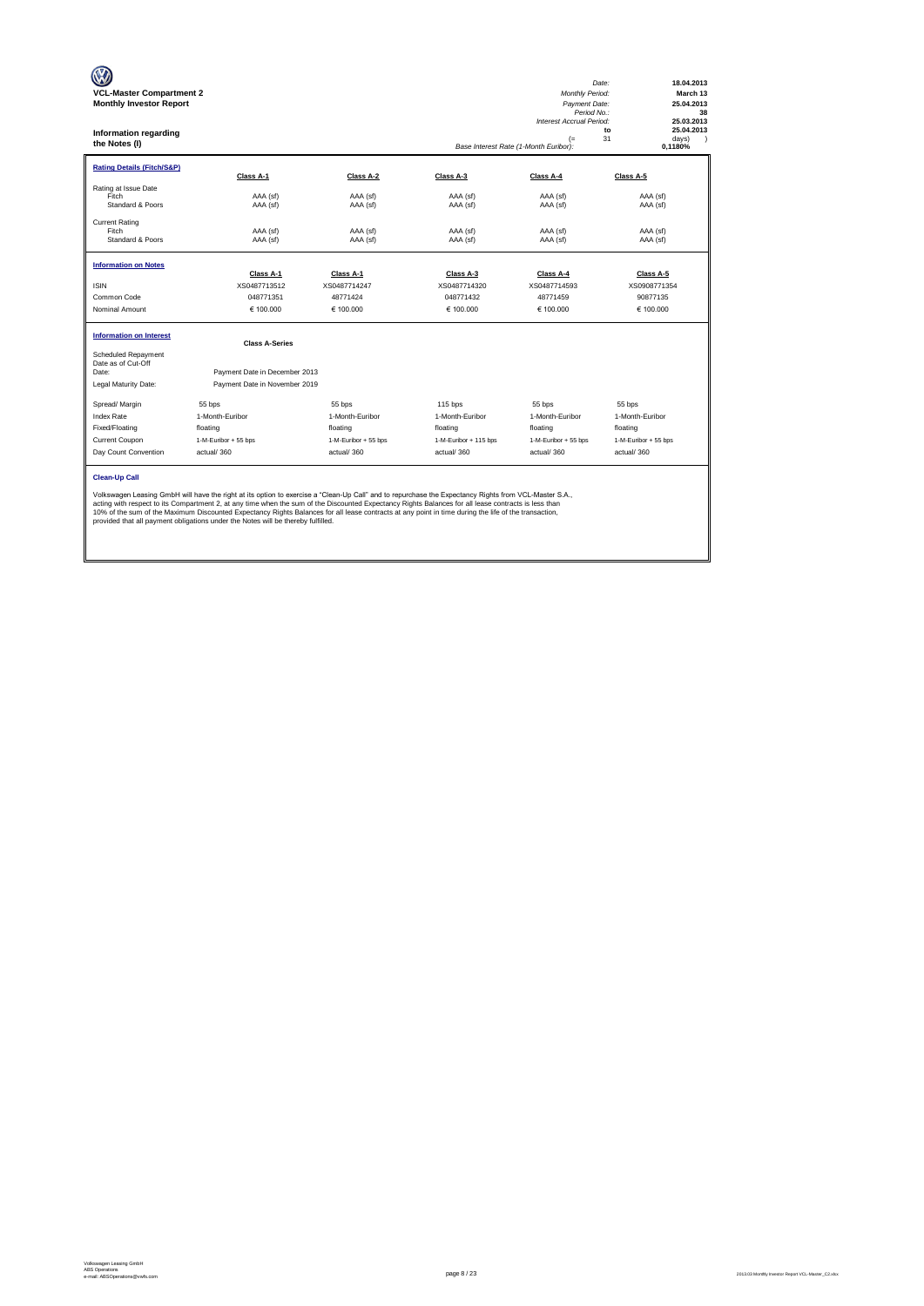**VCL-Master Compartment 2**
**Monthly Investor Report**

| | |
|---|---|
| *Date:* | **18.04.2013** |
| *Monthly Period:* | **March 13** |
| *Payment Date:* | **25.04.2013** |
| *Period No.:* | **38** |
| *Interest Accrual Period:* | **25.03.2013** |
| **to** | **25.04.2013** |
| (= 31 | days) ) |
| *Base Interest Rate (1-Month Euribor):* | **0,1180%** |

## Information regarding the Notes (I)

| **Rating Details (Fitch/S&P)** | **Class A-1** | **Class A-2** | **Class A-3** | **Class A-4** | **Class A-5** |
|---|---|---|---|---|---|
| Rating at Issue Date | | | | | |
| Fitch | AAA (sf) | AAA (sf) | AAA (sf) | AAA (sf) | AAA (sf) |
| Standard & Poors | AAA (sf) | AAA (sf) | AAA (sf) | AAA (sf) | AAA (sf) |
| Current Rating | | | | | |
| Fitch | AAA (sf) | AAA (sf) | AAA (sf) | AAA (sf) | AAA (sf) |
| Standard & Poors | AAA (sf) | AAA (sf) | AAA (sf) | AAA (sf) | AAA (sf) |

| **Information on Notes** | **Class A-1** | **Class A-1** | **Class A-3** | **Class A-4** | **Class A-5** |
|---|---|---|---|---|---|
| ISIN | XS0487713512 | XS0487714247 | XS0487714320 | XS0487714593 | XS0908771354 |
| Common Code | 048771351 | 48771424 | 048771432 | 48771459 | 90877135 |
| Nominal Amount | € 100.000 | € 100.000 | € 100.000 | € 100.000 | € 100.000 |

| **Information on Interest** | **Class A-Series** | | | | |
|---|---|---|---|---|---|
| Scheduled Repayment Date as of Cut-Off Date: | Payment Date in December 2013 | | | | |
| Legal Maturity Date: | Payment Date in November 2019 | | | | |
| Spread/ Margin | 55 bps | 55 bps | 115 bps | 55 bps | 55 bps |
| Index Rate | 1-Month-Euribor | 1-Month-Euribor | 1-Month-Euribor | 1-Month-Euribor | 1-Month-Euribor |
| Fixed/Floating | floating | floating | floating | floating | floating |
| Current Coupon | 1-M-Euribor + 55 bps | 1-M-Euribor + 55 bps | 1-M-Euribor + 115 bps | 1-M-Euribor + 55 bps | 1-M-Euribor + 55 bps |
| Day Count Convention | actual/ 360 | actual/ 360 | actual/ 360 | actual/ 360 | actual/ 360 |

**Clean-Up Call**

Volkswagen Leasing GmbH will have the right at its option to exercise a "Clean-Up Call" and to repurchase the Expectancy Rights from VCL-Master S.A., acting with respect to its Compartment 2, at any time when the sum of the Discounted Expectancy Rights Balances for all lease contracts is less than 10% of the sum of the Maximum Discounted Expectancy Rights Balances for all lease contracts at any point in time during the life of the transaction, provided that all payment obligations under the Notes will be thereby fulfilled.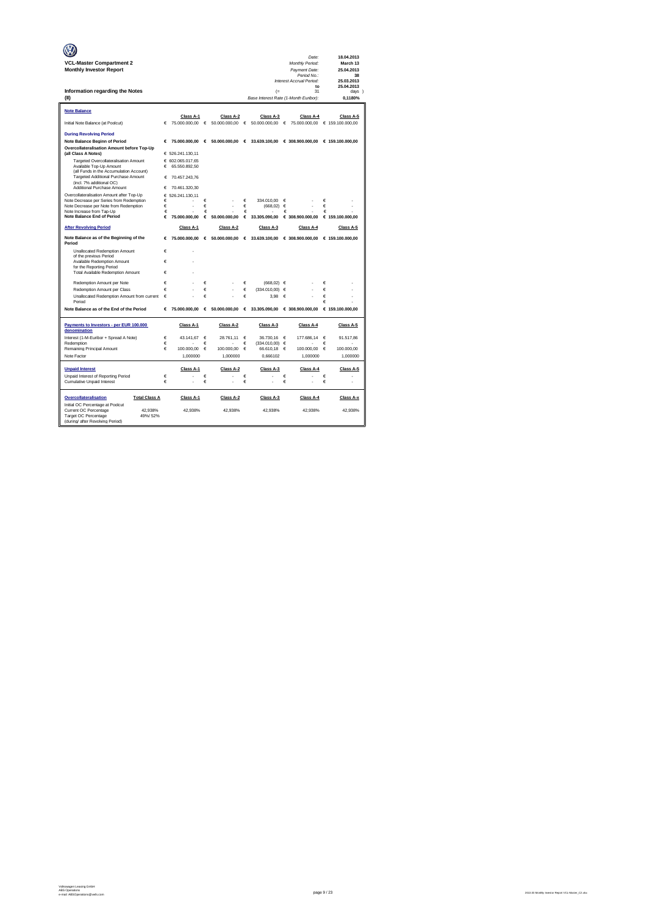**VCL-Master Compartment 2**
**Monthly Investor Report**

| | |
|---|---|
| *Date:* | **18.04.2013** |
| *Monthly Period:* | **March 13** |
| *Payment Date:* | **25.04.2013** |
| *Period No.:* | **38** |
| *Interest Accrual Period:* | **25.03.2013** |
| **to** | **25.04.2013** |
| (= 31 | days ) |
| *Base Interest Rate (1-Month Euribor):* | **0,1180%** |

## Information regarding the Notes
## (II)

### Note Balance

| | Class A-1 | Class A-2 | Class A-3 | Class A-4 | Class A-5 |
|---|---|---|---|---|---|
| Initial Note Balance (at Poolcut) | € 75.000.000,00 | € 50.000.000,00 | € 50.000.000,00 | € 75.000.000,00 | € 159.100.000,00 |
| **During Revolving Period** | | | | | |
| **Note Balance Beginn of Period** | **€ 75.000.000,00** | **€ 50.000.000,00** | **€ 33.639.100,00** | **€ 308.900.000,00** | **€ 159.100.000,00** |
| **Overcollateralisation Amount before Top-Up (all Class A Notes)** | € 526.241.130,11 | | | | |
| Targeted Overcollateralisation Amount | € 602.065.017,65 | | | | |
| Available Top-Up Amount (all Funds in the Accumulation Account) | € 65.550.892,50 | | | | |
| Targeted Additional Purchase Amount (incl. 7% additional OC) | € 70.457.243,76 | | | | |
| Additional Purchase Amount | € 70.461.320,30 | | | | |
| Overcollateralisation Amount after Top-Up | € 526.241.130,11 | | | | |
| Note Decrease per Series from Redemption | € - | € - | € 334.010,00 | € - | € - |
| Note Decrease per Note from Redemption | € - | € - | € (668,02) | € - | € - |
| Note Increase from Tap-Up | € - | € - | € - | € - | € - |
| **Note Balance End of Period** | **€ 75.000.000,00** | **€ 50.000.000,00** | **€ 33.305.090,00** | **€ 308.900.000,00** | **€ 159.100.000,00** |

| **After Revolving Period** | Class A-1 | Class A-2 | Class A-3 | Class A-4 | Class A-5 |
|---|---|---|---|---|---|
| **Note Balance as of the Beginning of the Period** | **€ 75.000.000,00** | **€ 50.000.000,00** | **€ 33.639.100,00** | **€ 308.900.000,00** | **€ 159.100.000,00** |
| Unallocated Redemption Amount of the previous Period | € - | | | | |
| Available Redemption Amount for the Reporting Period | € - | | | | |
| Total Available Redemption Amount | € - | | | | |
| Redemption Amount per Note | € - | € - | € (668,02) | € - | € - |
| Redemption Amount per Class | € - | € - | € (334.010,00) | € - | € - |
| Unallocated Redemption Amount from current Period | € - | € - | € 3,98 | € - | € - |
| | | | | | € - |
| **Note Balance as of the End of the Period** | **€ 75.000.000,00** | **€ 50.000.000,00** | **€ 33.305.090,00** | **€ 308.900.000,00** | **€ 159.100.000,00** |

### Payments to Investors - per EUR 100.000 denomination

| | Class A-1 | Class A-2 | Class A-3 | Class A-4 | Class A-5 |
|---|---|---|---|---|---|
| Interest (1-M-Euribor + Spread A Note) | € 43.141,67 | € 28.761,11 | € 36.730,16 | € 177.686,14 | € 91.517,86 |
| Redemption | € - | € - | € (334.010,00) | € - | € - |
| Remaining Principal Amount | € 100.000,00 | € 100.000,00 | € 66.610,18 | € 100.000,00 | € 100.000,00 |
| Note Factor | 1,000000 | 1,000000 | 0,666102 | 1,000000 | 1,000000 |

### Unpaid Interest

| | Class A-1 | Class A-2 | Class A-3 | Class A-4 | Class A-5 |
|---|---|---|---|---|---|
| Unpaid Interest of Reporting Period | € - | € - | € - | € - | € - |
| Cumulative Unpaid Interest | € - | € - | € - | € - | € - |

### Overcollateralisation

| | Total Class A | Class A-1 | Class A-2 | Class A-3 | Class A-4 | Class A-x |
|---|---|---|---|---|---|---|
| Initial OC Percentage at Poolcut | | | | | | |
| Current OC Percentage | 42,938% | 42,938% | 42,938% | 42,938% | 42,938% | 42,938% |
| Target OC Percentage (during/ after Revolving Period) | 49%/ 52% | | | | | |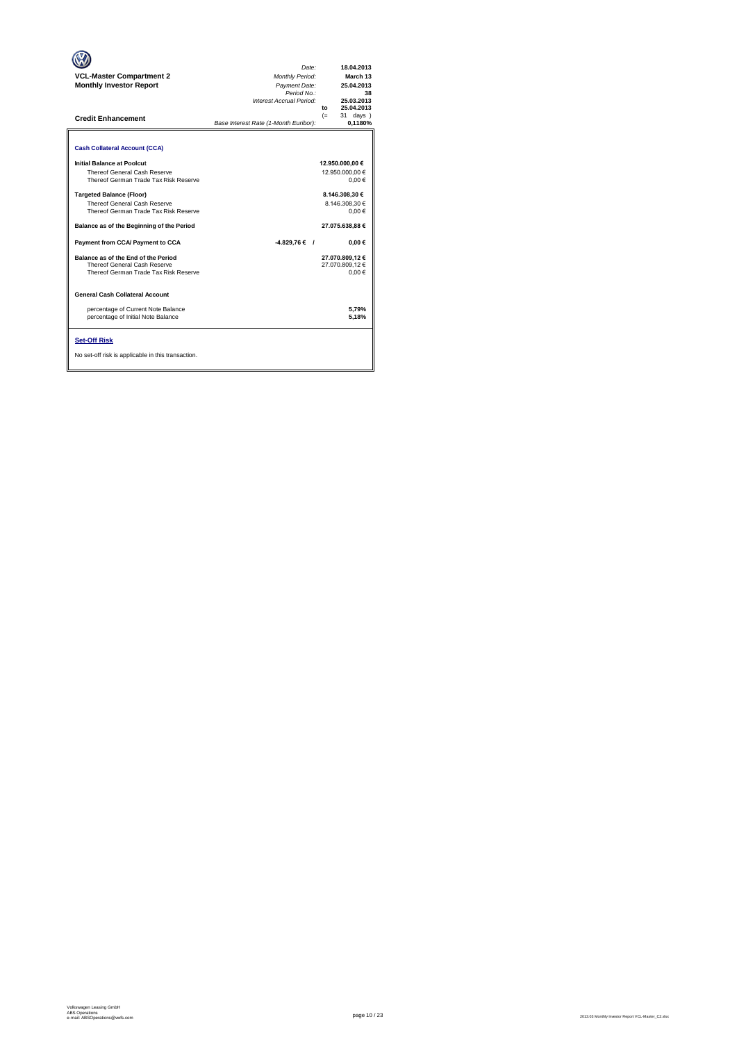**VCL-Master Compartment 2**
**Monthly Investor Report**

| | |
|---|---|
| *Date:* | **18.04.2013** |
| *Monthly Period:* | **March 13** |
| *Payment Date:* | **25.04.2013** |
| *Period No.:* | **38** |
| *Interest Accrual Period:* | **25.03.2013** |
| to | **25.04.2013** |
| (= | 31 days ) |
| *Base Interest Rate (1-Month Euribor):* | **0,1180%** |

## Credit Enhancement

### Cash Collateral Account (CCA)

| | | |
|---|---|---|
| **Initial Balance at Poolcut** | | **12.950.000,00 €** |
| Thereof General Cash Reserve | | 12.950.000,00 € |
| Thereof German Trade Tax Risk Reserve | | 0,00 € |
| **Targeted Balance (Floor)** | | **8.146.308,30 €** |
| Thereof General Cash Reserve | | 8.146.308,30 € |
| Thereof German Trade Tax Risk Reserve | | 0,00 € |
| **Balance as of the Beginning of the Period** | | **27.075.638,88 €** |
| **Payment from CCA/ Payment to CCA** | **-4.829,76 € /** | **0,00 €** |
| **Balance as of the End of the Period** | | **27.070.809,12 €** |
| Thereof General Cash Reserve | | 27.070.809,12 € |
| Thereof German Trade Tax Risk Reserve | | 0,00 € |

### General Cash Collateral Account

| | |
|---|---|
| percentage of Current Note Balance | **5,79%** |
| percentage of Initial Note Balance | **5,18%** |

### Set-Off Risk

No set-off risk is applicable in this transaction.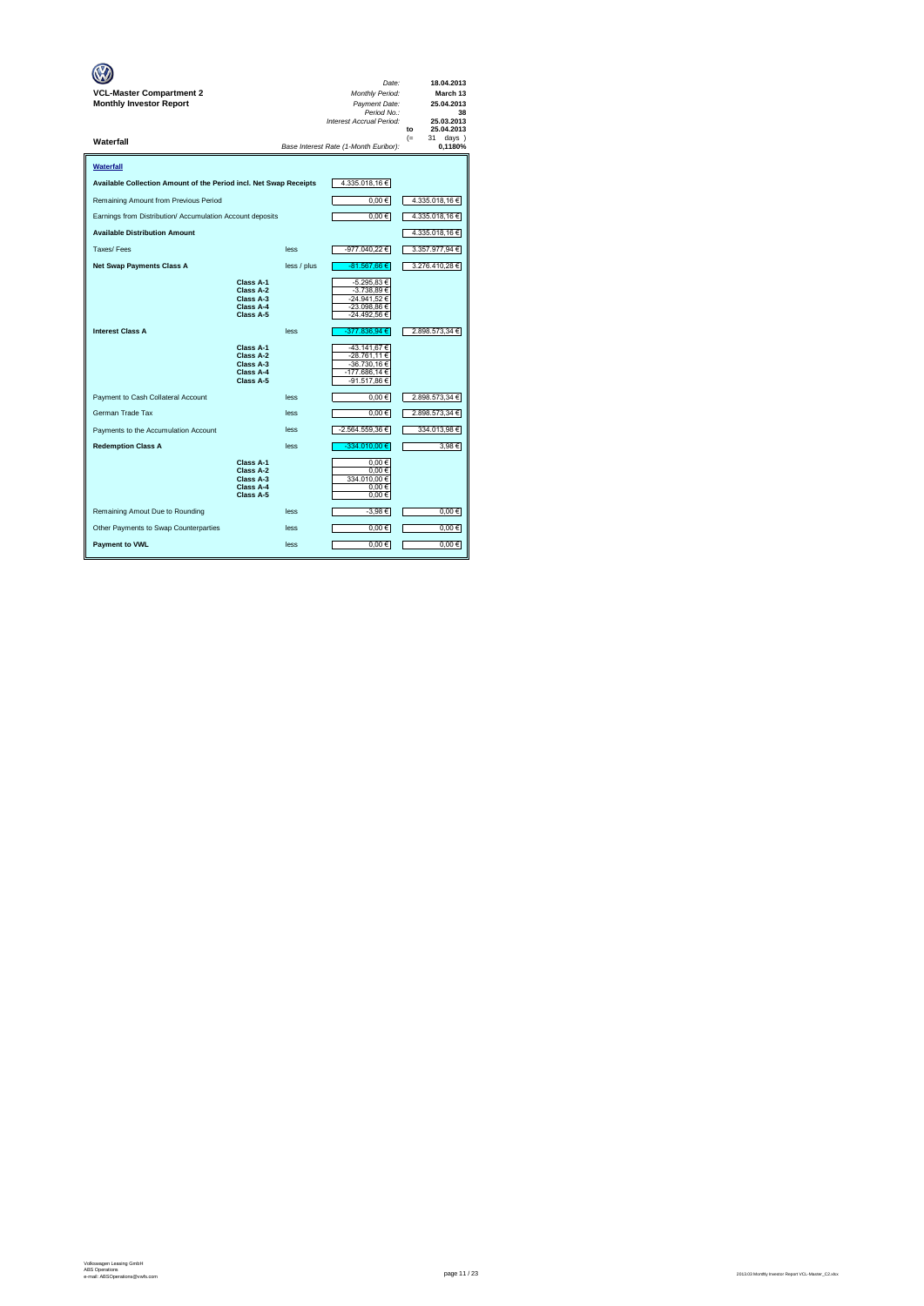**VCL-Master Compartment 2**
**Monthly Investor Report**

| | |
|---|---|
| *Date:* | **18.04.2013** |
| *Monthly Period:* | **March 13** |
| *Payment Date:* | **25.04.2013** |
| *Period No.:* | **38** |
| *Interest Accrual Period:* | **25.03.2013** |
| to | **25.04.2013** |
| (= | 31 days ) |
| *Base Interest Rate (1-Month Euribor):* | **0,1180%** |

**Waterfall**

**Waterfall**

| | | | | |
|---|---|---|---|---|
| **Available Collection Amount of the Period incl. Net Swap Receipts** | | | 4.335.018,16 € | |
| Remaining Amount from Previous Period | | | 0,00 € | 4.335.018,16 € |
| Earnings from Distribution/ Accumulation Account deposits | | | 0,00 € | 4.335.018,16 € |
| **Available Distribution Amount** | | | | 4.335.018,16 € |
| Taxes/ Fees | | less | -977.040,22 € | 3.357.977,94 € |
| **Net Swap Payments Class A** | | less / plus | -81.567,66 € | 3.276.410,28 € |
| | **Class A-1** | | -5.295,83 € | |
| | **Class A-2** | | -3.738,89 € | |
| | **Class A-3** | | -24.941,52 € | |
| | **Class A-4** | | -23.098,86 € | |
| | **Class A-5** | | -24.492,56 € | |
| **Interest Class A** | | less | -377.836,94 € | 2.898.573,34 € |
| | **Class A-1** | | -43.141,67 € | |
| | **Class A-2** | | -28.761,11 € | |
| | **Class A-3** | | -36.730,16 € | |
| | **Class A-4** | | -177.686,14 € | |
| | **Class A-5** | | -91.517,86 € | |
| Payment to Cash Collateral Account | | less | 0,00 € | 2.898.573,34 € |
| German Trade Tax | | less | 0,00 € | 2.898.573,34 € |
| Payments to the Accumulation Account | | less | -2.564.559,36 € | 334.013,98 € |
| **Redemption Class A** | | less | -334.010,00 € | 3,98 € |
| | **Class A-1** | | 0,00 € | |
| | **Class A-2** | | 0,00 € | |
| | **Class A-3** | | 334.010,00 € | |
| | **Class A-4** | | 0,00 € | |
| | **Class A-5** | | 0,00 € | |
| Remaining Amout Due to Rounding | | less | -3,98 € | 0,00 € |
| Other Payments to Swap Counterparties | | less | 0,00 € | 0,00 € |
| **Payment to VWL** | | less | 0,00 € | 0,00 € |

Volkswagen Leasing GmbH
ABS Operations
e-mail: ABSOperations@vwfs.com

2013.03 Monthly Investor Report VCL-Master_C2.xlsx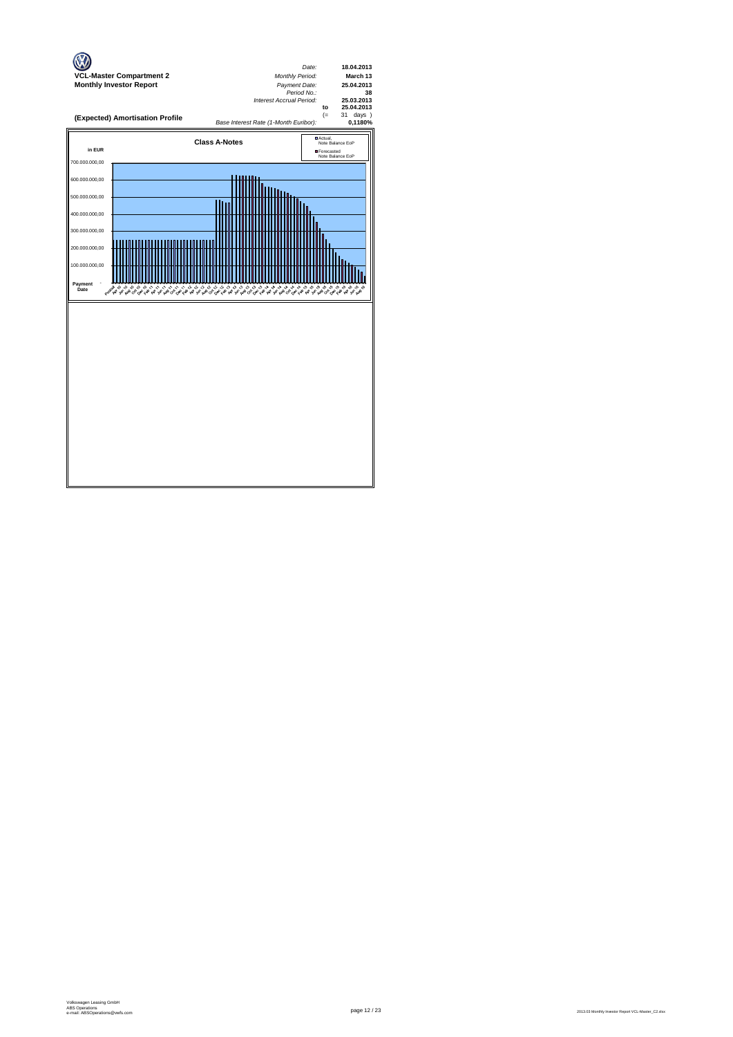**VCL-Master Compartment 2**
**Monthly Investor Report**

| | | |
|---|---|---|
| *Date:* | | **18.04.2013** |
| *Monthly Period:* | | **March 13** |
| *Payment Date:* | | **25.04.2013** |
| *Period No.:* | | **38** |
| *Interest Accrual Period:* | | **25.03.2013** |
| | to | **25.04.2013** |
| | (= | 31 days ) |
| *Base Interest Rate (1-Month Euribor):* | | **0,1180%** |

## (Expected) Amortisation Profile

**Class A-Notes**

in EUR

- Actual, Note Balance EoP
- Forecasted Note Balance EoP

700.000.000,00
600.000.000,00
500.000.000,00
400.000.000,00
300.000.000,00
200.000.000,00
100.000.000,00

Payment Date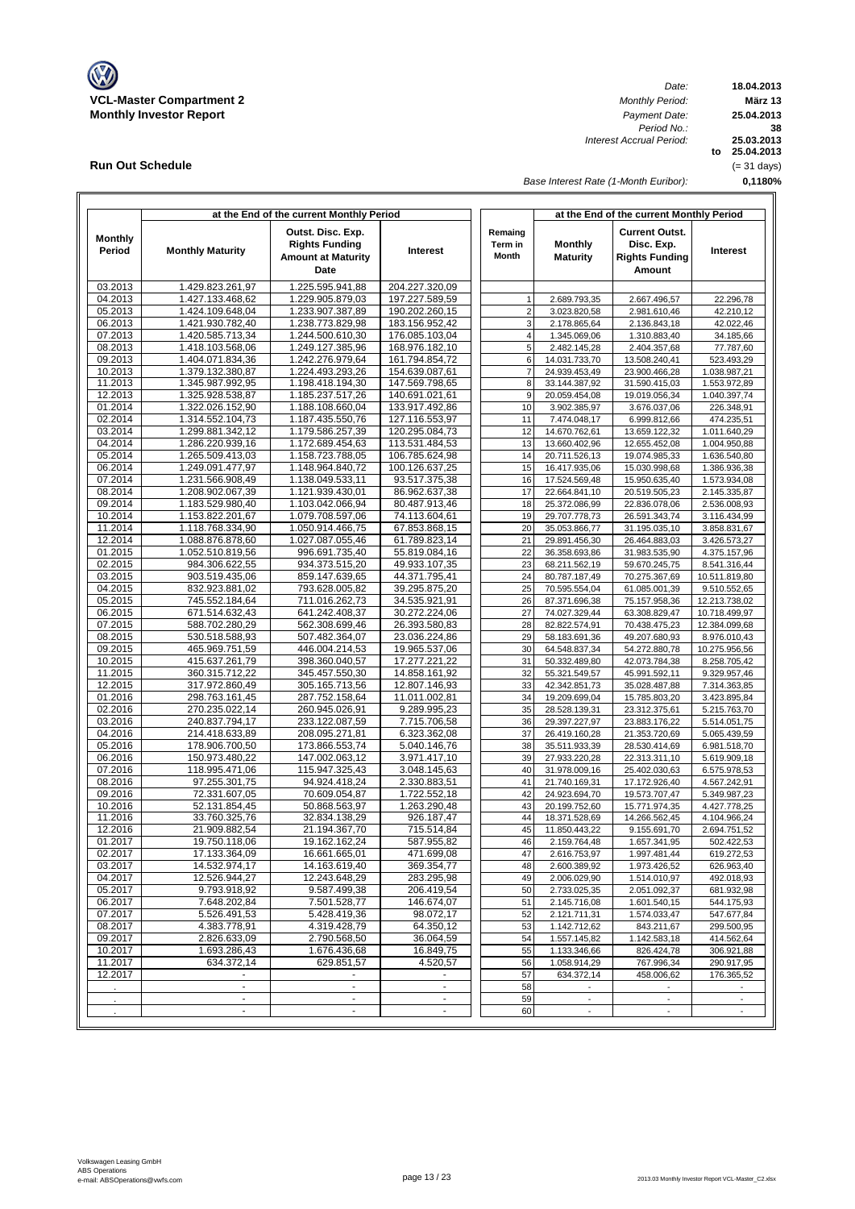**VCL-Master Compartment 2**
**Monthly Investor Report**

| | |
|---|---|
| *Date:* | **18.04.2013** |
| *Monthly Period:* | **März 13** |
| *Payment Date:* | **25.04.2013** |
| *Period No.:* | **38** |
| *Interest Accrual Period:* | **25.03.2013** |
| **to** | **25.04.2013** |
| | (= 31 days) |
| *Base Interest Rate (1-Month Euribor):* | **0,1180%** |

## Run Out Schedule

| at the End of the current Monthly Period | | | | | at the End of the current Monthly Period | | |
|---|---|---|---|---|---|---|---|
| **Monthly Period** | **Monthly Maturity** | **Outst. Disc. Exp. Rights Funding Amount at Maturity Date** | **Interest** | **Remaing Term in Month** | **Monthly Maturity** | **Current Outst. Disc. Exp. Rights Funding Amount** | **Interest** |
| 03.2013 | 1.429.823.261,97 | 1.225.595.941,88 | 204.227.320,09 | | | | |
| 04.2013 | 1.427.133.468,62 | 1.229.905.879,03 | 197.227.589,59 | 1 | 2.689.793,35 | 2.667.496,57 | 22.296,78 |
| 05.2013 | 1.424.109.648,04 | 1.233.907.387,89 | 190.202.260,15 | 2 | 3.023.820,58 | 2.981.610,46 | 42.210,12 |
| 06.2013 | 1.421.930.782,40 | 1.238.773.829,98 | 183.156.952,42 | 3 | 2.178.865,64 | 2.136.843,18 | 42.022,46 |
| 07.2013 | 1.420.585.713,34 | 1.244.500.610,30 | 176.085.103,04 | 4 | 1.345.069,06 | 1.310.883,40 | 34.185,66 |
| 08.2013 | 1.418.103.568,06 | 1.249.127.385,96 | 168.976.182,10 | 5 | 2.482.145,28 | 2.404.357,68 | 77.787,60 |
| 09.2013 | 1.404.071.834,36 | 1.242.276.979,64 | 161.794.854,72 | 6 | 14.031.733,70 | 13.508.240,41 | 523.493,29 |
| 10.2013 | 1.379.132.380,87 | 1.224.493.293,26 | 154.639.087,61 | 7 | 24.939.453,49 | 23.900.466,28 | 1.038.987,21 |
| 11.2013 | 1.345.987.992,95 | 1.198.418.194,30 | 147.569.798,65 | 8 | 33.144.387,92 | 31.590.415,03 | 1.553.972,89 |
| 12.2013 | 1.325.928.538,87 | 1.185.237.517,26 | 140.691.021,61 | 9 | 20.059.454,08 | 19.019.056,34 | 1.040.397,74 |
| 01.2014 | 1.322.026.152,90 | 1.188.108.660,04 | 133.917.492,86 | 10 | 3.902.385,97 | 3.676.037,06 | 226.348,91 |
| 02.2014 | 1.314.552.104,73 | 1.187.435.550,76 | 127.116.553,97 | 11 | 7.474.048,17 | 6.999.812,66 | 474.235,51 |
| 03.2014 | 1.299.881.342,12 | 1.179.586.257,39 | 120.295.084,73 | 12 | 14.670.762,61 | 13.659.122,32 | 1.011.640,29 |
| 04.2014 | 1.286.220.939,16 | 1.172.689.454,63 | 113.531.484,53 | 13 | 13.660.402,96 | 12.655.452,08 | 1.004.950,88 |
| 05.2014 | 1.265.509.413,03 | 1.158.723.788,05 | 106.785.624,98 | 14 | 20.711.526,13 | 19.074.985,33 | 1.636.540,80 |
| 06.2014 | 1.249.091.477,97 | 1.148.964.840,72 | 100.126.637,25 | 15 | 16.417.935,06 | 15.030.998,68 | 1.386.936,38 |
| 07.2014 | 1.231.566.908,49 | 1.138.049.533,11 | 93.517.375,38 | 16 | 17.524.569,48 | 15.950.635,40 | 1.573.934,08 |
| 08.2014 | 1.208.902.067,39 | 1.121.939.430,01 | 86.962.637,38 | 17 | 22.664.841,10 | 20.519.505,23 | 2.145.335,87 |
| 09.2014 | 1.183.529.980,40 | 1.103.042.066,94 | 80.487.913,46 | 18 | 25.372.086,99 | 22.836.078,06 | 2.536.008,93 |
| 10.2014 | 1.153.822.201,67 | 1.079.708.597,06 | 74.113.604,61 | 19 | 29.707.778,73 | 26.591.343,74 | 3.116.434,99 |
| 11.2014 | 1.118.768.334,90 | 1.050.914.466,75 | 67.853.868,15 | 20 | 35.053.866,77 | 31.195.035,10 | 3.858.831,67 |
| 12.2014 | 1.088.876.878,60 | 1.027.087.055,46 | 61.789.823,14 | 21 | 29.891.456,30 | 26.464.883,03 | 3.426.573,27 |
| 01.2015 | 1.052.510.819,56 | 996.691.735,40 | 55.819.084,16 | 22 | 36.358.693,86 | 31.983.535,90 | 4.375.157,96 |
| 02.2015 | 984.306.622,55 | 934.373.515,20 | 49.933.107,35 | 23 | 68.211.562,19 | 59.670.245,75 | 8.541.316,44 |
| 03.2015 | 903.519.435,06 | 859.147.639,65 | 44.371.795,41 | 24 | 80.787.187,49 | 70.275.367,69 | 10.511.819,80 |
| 04.2015 | 832.923.881,02 | 793.628.005,82 | 39.295.875,20 | 25 | 70.595.554,04 | 61.085.001,39 | 9.510.552,65 |
| 05.2015 | 745.552.184,64 | 711.016.262,73 | 34.535.921,91 | 26 | 87.371.696,38 | 75.157.958,36 | 12.213.738,02 |
| 06.2015 | 671.514.632,43 | 641.242.408,37 | 30.272.224,06 | 27 | 74.027.329,44 | 63.308.829,47 | 10.718.499,97 |
| 07.2015 | 588.702.280,29 | 562.308.699,46 | 26.393.580,83 | 28 | 82.822.574,91 | 70.438.475,23 | 12.384.099,68 |
| 08.2015 | 530.518.588,93 | 507.482.364,07 | 23.036.224,86 | 29 | 58.183.691,36 | 49.207.680,93 | 8.976.010,43 |
| 09.2015 | 465.969.751,59 | 446.004.214,53 | 19.965.537,06 | 30 | 64.548.837,34 | 54.272.880,78 | 10.275.956,56 |
| 10.2015 | 415.637.261,79 | 398.360.040,57 | 17.277.221,22 | 31 | 50.332.489,80 | 42.073.784,38 | 8.258.705,42 |
| 11.2015 | 360.315.712,22 | 345.457.550,30 | 14.858.161,92 | 32 | 55.321.549,57 | 45.991.592,11 | 9.329.957,46 |
| 12.2015 | 317.972.860,49 | 305.165.713,56 | 12.807.146,93 | 33 | 42.342.851,73 | 35.028.487,88 | 7.314.363,85 |
| 01.2016 | 298.763.161,45 | 287.752.158,64 | 11.011.002,81 | 34 | 19.209.699,04 | 15.785.803,20 | 3.423.895,84 |
| 02.2016 | 270.235.022,14 | 260.945.026,91 | 9.289.995,23 | 35 | 28.528.139,31 | 23.312.375,61 | 5.215.763,70 |
| 03.2016 | 240.837.794,17 | 233.122.087,59 | 7.715.706,58 | 36 | 29.397.227,97 | 23.883.176,22 | 5.514.051,75 |
| 04.2016 | 214.418.633,89 | 208.095.271,81 | 6.323.362,08 | 37 | 26.419.160,28 | 21.353.720,69 | 5.065.439,59 |
| 05.2016 | 178.906.700,50 | 173.866.553,74 | 5.040.146,76 | 38 | 35.511.933,39 | 28.530.414,69 | 6.981.518,70 |
| 06.2016 | 150.973.480,22 | 147.002.063,12 | 3.971.417,10 | 39 | 27.933.220,28 | 22.313.311,10 | 5.619.909,18 |
| 07.2016 | 118.995.471,06 | 115.947.325,43 | 3.048.145,63 | 40 | 31.978.009,16 | 25.402.030,63 | 6.575.978,53 |
| 08.2016 | 97.255.301,75 | 94.924.418,24 | 2.330.883,51 | 41 | 21.740.169,31 | 17.172.926,40 | 4.567.242,91 |
| 09.2016 | 72.331.607,05 | 70.609.054,87 | 1.722.552,18 | 42 | 24.923.694,70 | 19.573.707,47 | 5.349.987,23 |
| 10.2016 | 52.131.854,45 | 50.868.563,97 | 1.263.290,48 | 43 | 20.199.752,60 | 15.771.974,35 | 4.427.778,25 |
| 11.2016 | 33.760.325,76 | 32.834.138,29 | 926.187,47 | 44 | 18.371.528,69 | 14.266.562,45 | 4.104.966,24 |
| 12.2016 | 21.909.882,54 | 21.194.367,70 | 715.514,84 | 45 | 11.850.443,22 | 9.155.691,70 | 2.694.751,52 |
| 01.2017 | 19.750.118,06 | 19.162.162,24 | 587.955,82 | 46 | 2.159.764,48 | 1.657.341,95 | 502.422,53 |
| 02.2017 | 17.133.364,09 | 16.661.665,01 | 471.699,08 | 47 | 2.616.753,97 | 1.997.481,44 | 619.272,53 |
| 03.2017 | 14.532.974,17 | 14.163.619,40 | 369.354,77 | 48 | 2.600.389,92 | 1.973.426,52 | 626.963,40 |
| 04.2017 | 12.526.944,27 | 12.243.648,29 | 283.295,98 | 49 | 2.006.029,90 | 1.514.010,97 | 492.018,93 |
| 05.2017 | 9.793.918,92 | 9.587.499,38 | 206.419,54 | 50 | 2.733.025,35 | 2.051.092,37 | 681.932,98 |
| 06.2017 | 7.648.202,84 | 7.501.528,77 | 146.674,07 | 51 | 2.145.716,08 | 1.601.540,15 | 544.175,93 |
| 07.2017 | 5.526.491,53 | 5.428.419,36 | 98.072,17 | 52 | 2.121.711,31 | 1.574.033,47 | 547.677,84 |
| 08.2017 | 4.383.778,91 | 4.319.428,79 | 64.350,12 | 53 | 1.142.712,62 | 843.211,67 | 299.500,95 |
| 09.2017 | 2.826.633,09 | 2.790.568,50 | 36.064,59 | 54 | 1.557.145,82 | 1.142.583,18 | 414.562,64 |
| 10.2017 | 1.693.286,43 | 1.676.436,68 | 16.849,75 | 55 | 1.133.346,66 | 826.424,78 | 306.921,88 |
| 11.2017 | 634.372,14 | 629.851,57 | 4.520,57 | 56 | 1.058.914,29 | 767.996,34 | 290.917,95 |
| 12.2017 | - | - | - | 57 | 634.372,14 | 458.006,62 | 176.365,52 |
| . | - | - | - | 58 | - | - | - |
| . | - | - | - | 59 | - | - | - |
| . | - | - | - | 60 | - | - | - |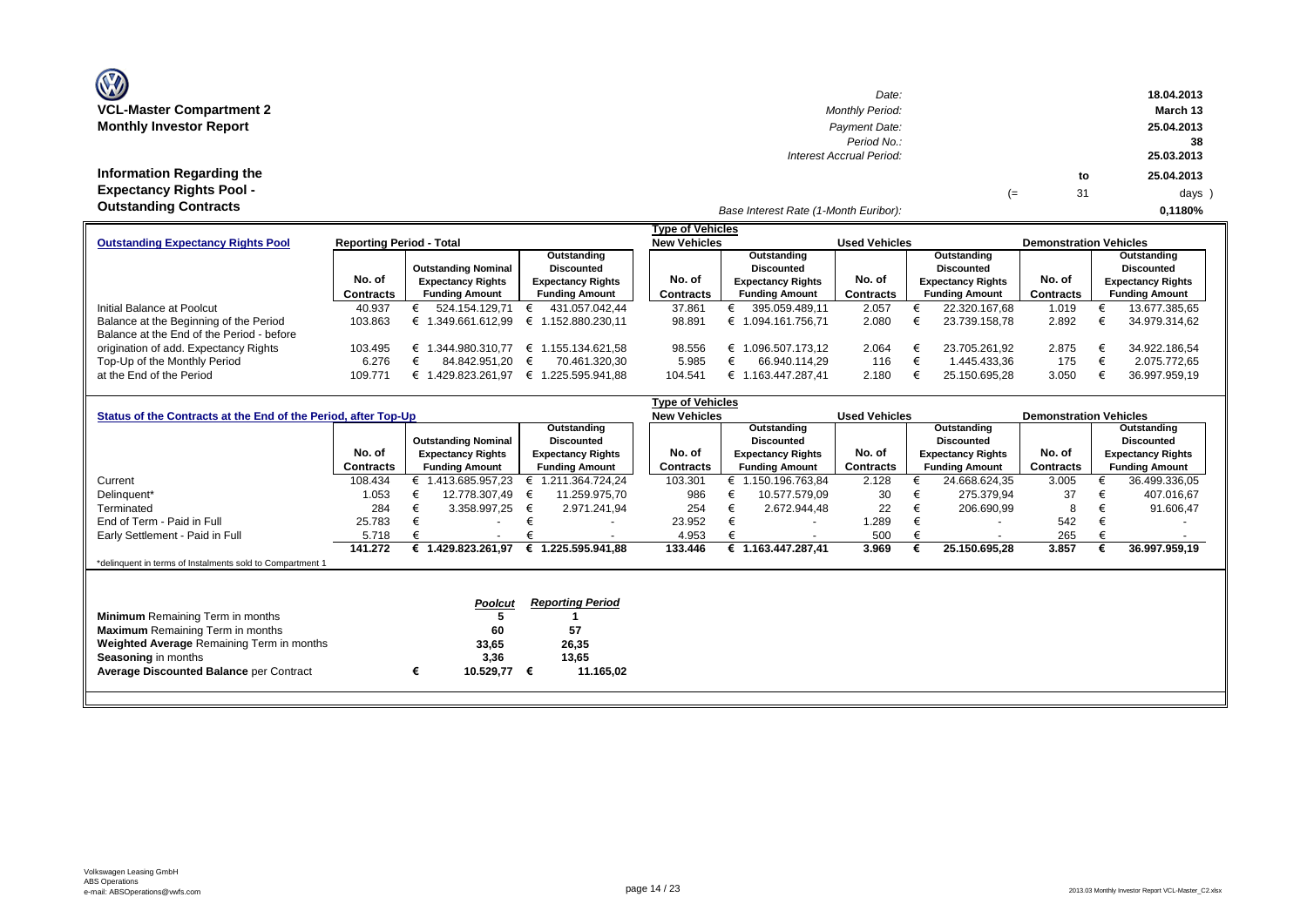**VCL-Master Compartment 2**
**Monthly Investor Report**

| | |
|---|---|
| Date: | 18.04.2013 |
| Monthly Period: | March 13 |
| Payment Date: | 25.04.2013 |
| Period No.: | 38 |
| Interest Accrual Period: | 25.03.2013 to 25.04.2013 (= 31 days) |
| Base Interest Rate (1-Month Euribor): | 0,1180% |

## Information Regarding the Expectancy Rights Pool - Outstanding Contracts

| Outstanding Expectancy Rights Pool | Reporting Period - Total | | | Type of Vehicles: New Vehicles | | Used Vehicles | | Demonstration Vehicles | |
|---|---|---|---|---|---|---|---|---|---|
| | No. of Contracts | Outstanding Nominal Expectancy Rights Funding Amount | Outstanding Discounted Expectancy Rights Funding Amount | No. of Contracts | Outstanding Discounted Expectancy Rights Funding Amount | No. of Contracts | Outstanding Discounted Expectancy Rights Funding Amount | No. of Contracts | Outstanding Discounted Expectancy Rights Funding Amount |
| Initial Balance at Poolcut | 40.937 | € 524.154.129,71 | € 431.057.042,44 | 37.861 | € 395.059.489,11 | 2.057 | € 22.320.167,68 | 1.019 | € 13.677.385,65 |
| Balance at the Beginning of the Period | 103.863 | € 1.349.661.612,99 | € 1.152.880.230,11 | 98.891 | € 1.094.161.756,71 | 2.080 | € 23.739.158,78 | 2.892 | € 34.979.314,62 |
| Balance at the End of the Period - before origination of add. Expectancy Rights | 103.495 | € 1.344.980.310,77 | € 1.155.134.621,58 | 98.556 | € 1.096.507.173,12 | 2.064 | € 23.705.261,92 | 2.875 | € 34.922.186,54 |
| Top-Up of the Monthly Period | 6.276 | € 84.842.951,20 | € 70.461.320,30 | 5.985 | € 66.940.114,29 | 116 | € 1.445.433,36 | 175 | € 2.075.772,65 |
| at the End of the Period | 109.771 | € 1.429.823.261,97 | € 1.225.595.941,88 | 104.541 | € 1.163.447.287,41 | 2.180 | € 25.150.695,28 | 3.050 | € 36.997.959,19 |

| Status of the Contracts at the End of the Period, after Top-Up | | | | Type of Vehicles: New Vehicles | | Used Vehicles | | Demonstration Vehicles | |
|---|---|---|---|---|---|---|---|---|---|
| | No. of Contracts | Outstanding Nominal Expectancy Rights Funding Amount | Outstanding Discounted Expectancy Rights Funding Amount | No. of Contracts | Outstanding Discounted Expectancy Rights Funding Amount | No. of Contracts | Outstanding Discounted Expectancy Rights Funding Amount | No. of Contracts | Outstanding Discounted Expectancy Rights Funding Amount |
| Current | 108.434 | € 1.413.685.957,23 | € 1.211.364.724,24 | 103.301 | € 1.150.196.763,84 | 2.128 | € 24.668.624,35 | 3.005 | € 36.499.336,05 |
| Delinquent* | 1.053 | € 12.778.307,49 | € 11.259.975,70 | 986 | € 10.577.579,09 | 30 | € 275.379,94 | 37 | € 407.016,67 |
| Terminated | 284 | € 3.358.997,25 | € 2.971.241,94 | 254 | € 2.672.944,48 | 22 | € 206.690,99 | 8 | € 91.606,47 |
| End of Term - Paid in Full | 25.783 | € - | € - | 23.952 | € - | 1.289 | € - | 542 | € - |
| Early Settlement - Paid in Full | 5.718 | € - | € - | 4.953 | € - | 500 | € - | 265 | € - |
| | **141.272** | **€ 1.429.823.261,97** | **€ 1.225.595.941,88** | **133.446** | **€ 1.163.447.287,41** | **3.969** | **€ 25.150.695,28** | **3.857** | **€ 36.997.959,19** |

*delinquent in terms of Instalments sold to Compartment 1

| | *Poolcut* | *Reporting Period* |
|---|---|---|
| **Minimum** Remaining Term in months | 5 | 1 |
| **Maximum** Remaining Term in months | 60 | 57 |
| **Weighted Average** Remaining Term in months | 33,65 | 26,35 |
| **Seasoning** in months | 3,36 | 13,65 |
| **Average Discounted Balance** per Contract | € 10.529,77 | € 11.165,02 |

Volkswagen Leasing GmbH
ABS Operations
e-mail: ABSOperations@vwfs.com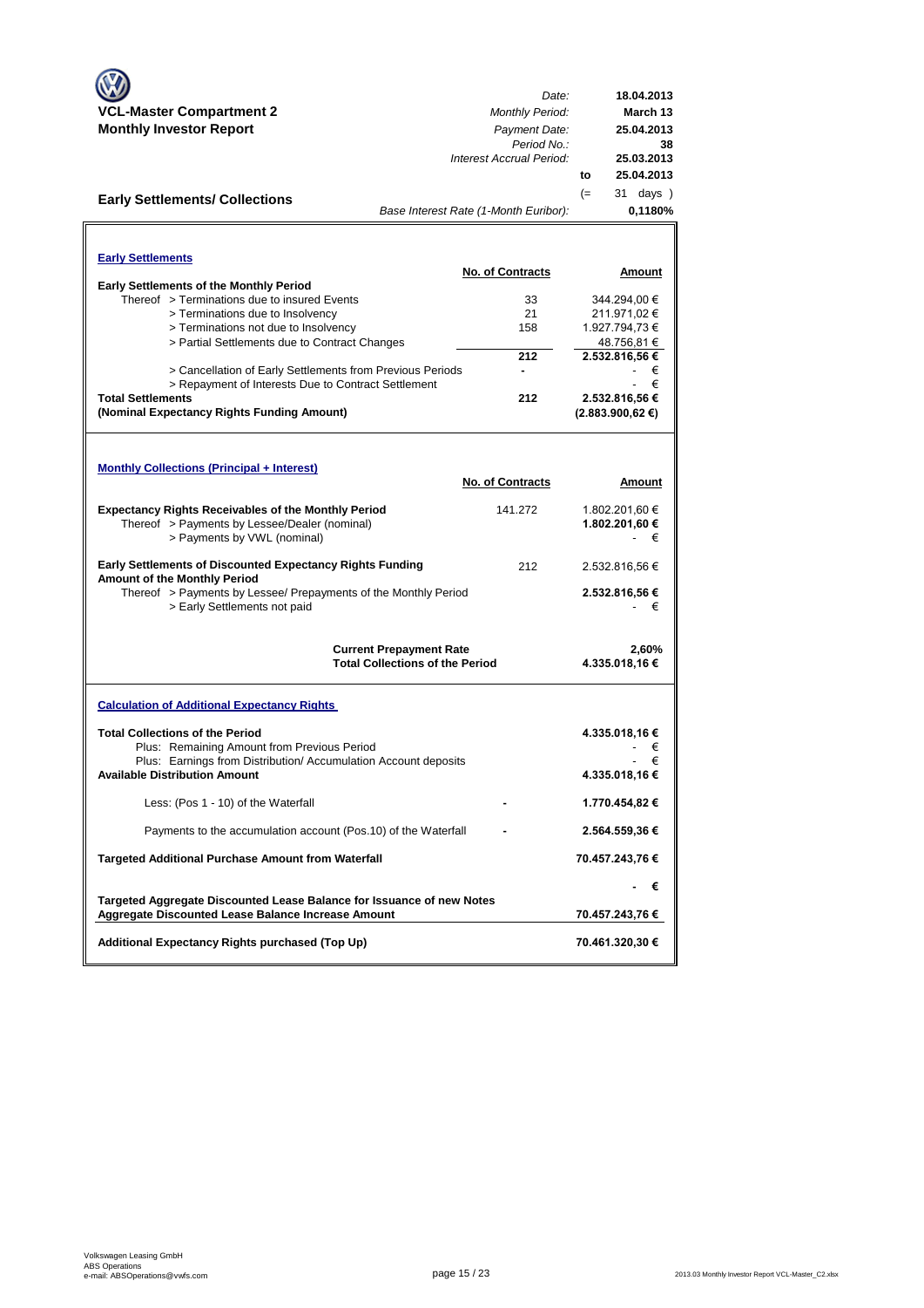**VCL-Master Compartment 2**
**Monthly Investor Report**

| | |
|---|---|
| *Date:* | **18.04.2013** |
| *Monthly Period:* | **March 13** |
| *Payment Date:* | **25.04.2013** |
| *Period No.:* | **38** |
| *Interest Accrual Period:* | **25.03.2013** |
| to | **25.04.2013** |
| (= | 31 days ) |
| *Base Interest Rate (1-Month Euribor):* | **0,1180%** |

## Early Settlements/ Collections

### Early Settlements

| | No. of Contracts | Amount |
|---|---|---|
| **Early Settlements of the Monthly Period** | | |
| Thereof > Terminations due to insured Events | 33 | 344.294,00 € |
| > Terminations due to Insolvency | 21 | 211.971,02 € |
| > Terminations not due to Insolvency | 158 | 1.927.794,73 € |
| > Partial Settlements due to Contract Changes | | 48.756,81 € |
| | **212** | **2.532.816,56 €** |
| > Cancellation of Early Settlements from Previous Periods | - | - € |
| > Repayment of Interests Due to Contract Settlement | | - € |
| **Total Settlements** | **212** | **2.532.816,56 €** |
| **(Nominal Expectancy Rights Funding Amount)** | | **(2.883.900,62 €)** |

### Monthly Collections (Principal + Interest)

| | No. of Contracts | Amount |
|---|---|---|
| **Expectancy Rights Receivables of the Monthly Period** | 141.272 | 1.802.201,60 € |
| Thereof > Payments by Lessee/Dealer (nominal) | | **1.802.201,60 €** |
| > Payments by VWL (nominal) | | - € |
| **Early Settlements of Discounted Expectancy Rights Funding Amount of the Monthly Period** | 212 | 2.532.816,56 € |
| Thereof > Payments by Lessee/ Prepayments of the Monthly Period | | **2.532.816,56 €** |
| > Early Settlements not paid | | - € |
| **Current Prepayment Rate** | | **2,60%** |
| **Total Collections of the Period** | | **4.335.018,16 €** |

### Calculation of Additional Expectancy Rights

| | | |
|---|---|---|
| **Total Collections of the Period** | | **4.335.018,16 €** |
| Plus: Remaining Amount from Previous Period | | - € |
| Plus: Earnings from Distribution/ Accumulation Account deposits | | - € |
| **Available Distribution Amount** | | **4.335.018,16 €** |
| Less: (Pos 1 - 10) of the Waterfall | - | **1.770.454,82 €** |
| Payments to the accumulation account (Pos.10) of the Waterfall | - | **2.564.559,36 €** |
| **Targeted Additional Purchase Amount from Waterfall** | | **70.457.243,76 €** |
| **Targeted Aggregate Discounted Lease Balance for Issuance of new Notes** | | **- €** |
| **Aggregate Discounted Lease Balance Increase Amount** | | **70.457.243,76 €** |
| **Additional Expectancy Rights purchased (Top Up)** | | **70.461.320,30 €** |

Volkswagen Leasing GmbH
ABS Operations
e-mail: ABSOperations@vwfs.com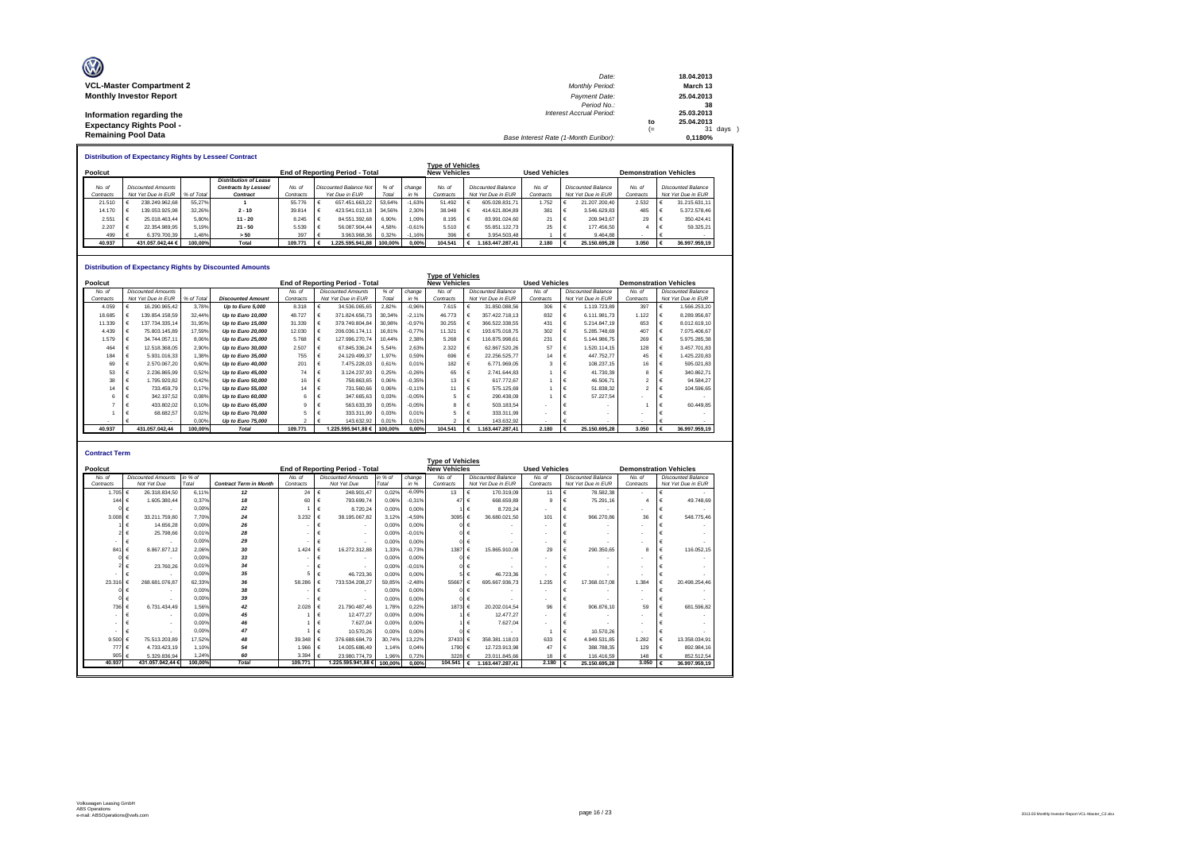**VCL-Master Compartment 2**
**Monthly Investor Report**

**Information regarding the Expectancy Rights Pool - Remaining Pool Data**

| | | | |
|---|---|---|---|
| Date: | | 18.04.2013 | |
| Monthly Period: | | March 13 | |
| Payment Date: | | 25.04.2013 | |
| Period No.: | | 38 | |
| Interest Accrual Period: | | 25.03.2013 | |
| | to | 25.04.2013 | |
| | (= | 31 | days ) |
| Base Interest Rate (1-Month Euribor): | | 0,1180% | |

### Distribution of Expectancy Rights by Lessee/ Contract

| Poolcut | | | | End of Reporting Period - Total | | | | Type of Vehicles New Vehicles | | Used Vehicles | | Demonstration Vehicles | |
|---|---|---|---|---|---|---|---|---|---|---|---|---|---|
| No. of Contracts | Discounted Amounts Not Yet Due in EUR | % of Total | Distribution of Lease Contracts by Lessee/ Contract | No. of Contracts | Discounted Balance Not Yet Due in EUR | % of Total | change in % | No. of Contracts | Discounted Balance Not Yet Due in EUR | No. of Contracts | Discounted Balance Not Yet Due in EUR | No. of Contracts | Discounted Balance Not Yet Due in EUR |
| 21.510 | € 238.249.962,68 | 55,27% | 1 | 55.776 | € 657.451.683,22 | 53,64% | -1,63% | 51.492 | € 605.028.831,71 | 1.752 | € 21.207.200,40 | 2.532 | € 31.215.631,11 |
| 14.170 | € 139.053.925,98 | 32,26% | 2 - 10 | 39.814 | € 423.541.013,18 | 34,56% | 2,30% | 38.948 | € 414.621.804,89 | 381 | € 3.546.629,83 | 485 | € 5.372.578,46 |
| 2.551 | € 25.018.463,44 | 5,80% | 11 - 20 | 8.245 | € 84.551.392,68 | 6,90% | 1,09% | 8.195 | € 83.991.024,60 | 21 | € 209.943,67 | 29 | € 350.424,41 |
| 2.207 | € 22.354.989,95 | 5,19% | 21 - 50 | 5.539 | € 56.087.904,44 | 4,58% | -0,61% | 5.510 | € 55.851.122,73 | 25 | € 177.456,50 | 4 | € 59.325,21 |
| 499 | € 6.379.700,39 | 1,48% | > 50 | 397 | € 3.963.968,36 | 0,32% | -1,16% | 396 | € 3.954.503,48 | 1 | € 9.464,88 | - | € - |
| 40.937 | 431.057.042,44 € | 100,00% | Total | 109.771 | € 1.225.595.941,88 | 100,00% | 0,00% | 104.541 | € 1.163.447.287,41 | 2.180 | € 25.150.695,28 | 3.050 | € 36.997.959,19 |

### Distribution of Expectancy Rights by Discounted Amounts

| Poolcut | | | | End of Reporting Period - Total | | | | Type of Vehicles New Vehicles | | Used Vehicles | | Demonstration Vehicles | |
|---|---|---|---|---|---|---|---|---|---|---|---|---|---|
| No. of Contracts | Discounted Amounts Not Yet Due in EUR | % of Total | Discounted Amount | No. of Contracts | Discounted Amounts Not Yet Due in EUR | % of Total | change in % | No. of Contracts | Discounted Balance Not Yet Due in EUR | No. of Contracts | Discounted Balance Not Yet Due in EUR | No. of Contracts | Discounted Balance Not Yet Due in EUR |
| 4.059 | € 16.290.965,42 | 3,78% | Up to Euro 5,000 | 8.318 | € 34.536.065,65 | 2,82% | -0,96% | 7.615 | € 31.850.088,56 | 306 | € 1.119.723,89 | 397 | € 1.566.253,20 |
| 18.685 | € 139.854.158,59 | 32,44% | Up to Euro 10,000 | 48.727 | € 371.824.656,73 | 30,34% | -2,11% | 46.773 | € 357.422.718,13 | 832 | € 6.111.981,73 | 1.122 | € 8.289.956,87 |
| 11.339 | € 137.734.335,14 | 31,95% | Up to Euro 15,000 | 31.339 | € 379.749.804,84 | 30,98% | -0,97% | 30.255 | € 366.522.338,55 | 431 | € 5.214.847,19 | 653 | € 8.012.619,10 |
| 4.439 | € 75.803.145,89 | 17,59% | Up to Euro 20,000 | 12.030 | € 206.036.174,11 | 16,81% | -0,77% | 11.321 | € 193.675.018,75 | 302 | € 5.285.748,69 | 407 | € 7.075.406,67 |
| 1.579 | € 34.744.057,11 | 8,06% | Up to Euro 25,000 | 5.768 | € 127.996.270,74 | 10,44% | 2,38% | 5.268 | € 116.875.998,61 | 231 | € 5.144.986,75 | 269 | € 5.975.285,38 |
| 464 | € 12.518.368,05 | 2,90% | Up to Euro 30,000 | 2.507 | € 67.845.336,24 | 5,54% | 2,63% | 2.322 | € 62.867.520,26 | 57 | € 1.520.114,15 | 128 | € 3.457.701,83 |
| 184 | € 5.931.016,33 | 1,38% | Up to Euro 35,000 | 755 | € 24.129.499,37 | 1,97% | 0,59% | 696 | € 22.256.525,77 | 14 | € 447.752,77 | 45 | € 1.425.220,83 |
| 69 | € 2.570.067,20 | 0,60% | Up to Euro 40,000 | 201 | € 7.475.228,03 | 0,61% | 0,01% | 182 | € 6.771.969,05 | 3 | € 108.237,15 | 16 | € 595.021,83 |
| 53 | € 2.236.865,99 | 0,52% | Up to Euro 45,000 | 74 | € 3.124.237,93 | 0,25% | -0,26% | 65 | € 2.741.644,83 | 1 | € 41.730,39 | 8 | € 340.862,71 |
| 38 | € 1.795.920,82 | 0,42% | Up to Euro 50,000 | 16 | € 758.863,65 | 0,06% | -0,35% | 13 | € 617.772,67 | 1 | € 46.506,71 | 2 | € 94.584,27 |
| 14 | € 733.459,79 | 0,17% | Up to Euro 55,000 | 14 | € 731.560,66 | 0,06% | -0,11% | 11 | € 575.125,69 | 1 | € 51.838,32 | 2 | € 104.596,65 |
| 6 | € 342.197,52 | 0,08% | Up to Euro 60,000 | 6 | € 347.665,63 | 0,03% | -0,05% | 5 | € 290.438,09 | 1 | € 57.227,54 | - | € - |
| 7 | € 433.802,02 | 0,10% | Up to Euro 65,000 | 9 | € 563.633,39 | 0,05% | -0,05% | 8 | € 503.183,54 | - | € - | 1 | € 60.449,85 |
| 1 | € 68.682,57 | 0,02% | Up to Euro 70,000 | 5 | € 333.311,99 | 0,03% | 0,01% | 5 | € 333.311,99 | - | € - | - | € - |
| - | € - | 0,00% | Up to Euro 75,000 | 2 | € 143.632,92 | 0,01% | 0,01% | 2 | € 143.632,92 | - | € - | - | € - |
| 40.937 | € 431.057.042,44 | 100,00% | Total | 109.771 | 1.225.595.941,88 € | 100,00% | 0,00% | 104.541 | € 1.163.447.287,41 | 2.180 | € 25.150.695,28 | 3.050 | € 36.997.959,19 |

### Contract Term

| Poolcut | | | | End of Reporting Period - Total | | | | Type of Vehicles New Vehicles | | Used Vehicles | | Demonstration Vehicles | |
|---|---|---|---|---|---|---|---|---|---|---|---|---|---|
| No. of Contracts | Discounted Amounts Not Yet Due | in % of Total | Contract Term in Month | No. of Contracts | Discounted Amounts Not Yet Due | in % of Total | change in % | No. of Contracts | Discounted Balance Not Yet Due in EUR | No. of Contracts | Discounted Balance Not Yet Due in EUR | No. of Contracts | Discounted Balance Not Yet Due in EUR |
| 1.705 | € 26.318.834,50 | 6,11% | 12 | 24 | € 248.901,47 | 0,02% | -6,09% | 13 | € 170.319,09 | 11 | € 78.582,38 | - | € - |
| 144 | € 1.605.380,44 | 0,37% | 18 | 60 | € 793.699,74 | 0,06% | -0,31% | 47 | € 668.659,89 | 9 | € 75.291,16 | 4 | € 49.748,69 |
| 0 | € - | 0,00% | 22 | 1 | € 8.720,24 | 0,00% | 0,00% | 1 | € 8.720,24 | - | € - | - | € - |
| 3.008 | € 33.211.759,80 | 7,70% | 24 | 3.232 | € 38.195.067,82 | 3,12% | -4,59% | 3095 | € 36.680.021,50 | 101 | € 966.270,86 | 36 | € 548.775,46 |
| 1 | € 14.656,28 | 0,00% | 26 | - | € - | 0,00% | 0,00% | 0 | € - | - | € - | - | € - |
| 2 | € 25.798,66 | 0,01% | 28 | - | € - | 0,00% | -0,01% | 0 | € - | - | € - | - | € - |
| - | € - | 0,00% | 29 | - | € - | 0,00% | 0,00% | 0 | € - | - | € - | - | € - |
| 841 | € 8.867.877,12 | 2,06% | 30 | 1.424 | € 16.272.312,88 | 1,33% | -0,73% | 1387 | € 15.865.910,08 | 29 | € 290.350,65 | 8 | € 116.052,15 |
| 0 | € - | 0,00% | 33 | - | € - | 0,00% | 0,00% | 0 | € - | - | € - | - | € - |
| 2 | € 23.760,26 | 0,01% | 34 | - | € - | 0,00% | -0,01% | 0 | € - | - | € - | - | € - |
| - | € - | 0,00% | 35 | 5 | € 46.723,36 | 0,00% | 0,00% | 5 | € 46.723,36 | - | € - | - | € - |
| 23.316 | € 268.681.076,87 | 62,33% | 36 | 58.286 | € 733.534.208,27 | 59,85% | -2,48% | 55667 | € 695.667.936,73 | 1.235 | € 17.368.017,08 | 1.384 | € 20.498.254,46 |
| 0 | € - | 0,00% | 38 | - | € - | 0,00% | 0,00% | 0 | € - | - | € - | - | € - |
| 0 | € - | 0,00% | 39 | - | € - | 0,00% | 0,00% | 0 | € - | - | € - | - | € - |
| 736 | € 6.731.434,49 | 1,56% | 42 | 2.028 | € 21.790.487,46 | 1,78% | 0,22% | 1873 | € 20.202.014,54 | 96 | € 906.876,10 | 59 | € 681.596,82 |
| - | € - | 0,00% | 45 | 1 | € 12.477,27 | 0,00% | 0,00% | 1 | € 12.477,27 | - | € - | - | € - |
| - | € - | 0,00% | 46 | 1 | € 7.627,04 | 0,00% | 0,00% | 1 | € 7.627,04 | - | € - | - | € - |
| - | € - | 0,00% | 47 | 1 | € 10.570,26 | 0,00% | 0,00% | 0 | € - | 1 | € 10.570,26 | - | € - |
| 9.500 | € 75.513.203,89 | 17,52% | 48 | 39.348 | € 376.688.684,79 | 30,74% | 13,22% | 37433 | € 358.381.118,03 | 633 | € 4.949.531,85 | 1.282 | € 13.358.034,91 |
| 777 | € 4.733.423,19 | 1,10% | 54 | 1.966 | € 14.005.686,49 | 1,14% | 0,04% | 1790 | € 12.723.913,98 | 47 | € 388.788,35 | 129 | € 892.984,16 |
| 905 | € 5.329.836,94 | 1,24% | 60 | 3.394 | € 23.980.774,79 | 1,96% | 0,72% | 3228 | € 23.011.845,66 | 18 | € 116.416,59 | 148 | € 852.512,54 |
| 40.937 | 431.057.042,44 € | 100,00% | Total | 109.771 | 1.225.595.941,88 € | 100,00% | 0,00% | 104.541 | € 1.163.447.287,41 | 2.180 | € 25.150.695,28 | 3.050 | € 36.997.959,19 |

Volkswagen Leasing GmbH
ABS Operations
e-mail: ABSOperations@vwfs.com

2013 03 Monthly Investor Report VCL-Master_C2.xlsx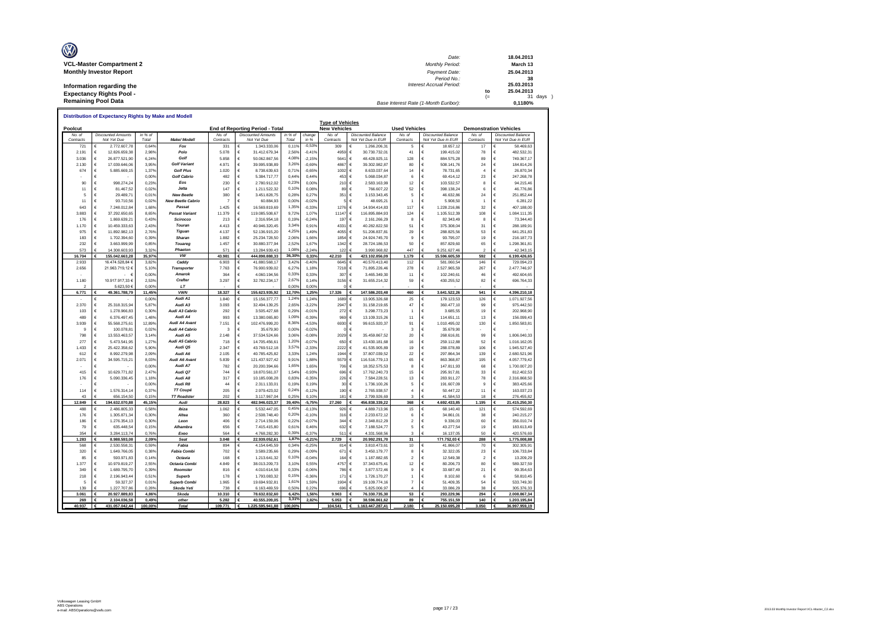**VCL-Master Compartment 2**
**Monthly Investor Report**

**Information regarding the Expectancy Rights Pool - Remaining Pool Data**

| | | | |
|---|---|---|---|
| Date: | 18.04.2013 | | |
| Monthly Period: | March 13 | | |
| Payment Date: | 25.04.2013 | | |
| Period No.: | 38 | | |
| Interest Accrual Period: | 25.03.2013 | | |
| | to | 25.04.2013 | |
| | (= | 31 | days ) |
| Base Interest Rate (1-Month Euribor): | 0,1180% | | |

## Distribution of Expectancy Rights by Make and Modell

| Poolcut | | | | End of Reporting Period - Total | | | | Type of Vehicles: New Vehicles | | Used Vehicles | | Demonstration Vehicles | |
|---|---|---|---|---|---|---|---|---|---|---|---|---|---|
| No. of Contracts | Discounted Amounts Not Yet Due | in % of Total | Make/ Modell | No. of Contracts | Discounted Amounts Not Yet Due | in % of Total | change in % | No. of Contracts | Discounted Balance Not Yet Due in EUR | No. of Contracts | Discounted Balance Not Yet Due in EUR | No. of Contracts | Discounted Balance Not Yet Due in EUR |
| 721 | € 2.772.607,78 | 0,64% | Fox | 331 | € 1.343.333,06 | 0,11% | -0,53% | 309 | € 1.266.206,31 | 5 | € 18.657,12 | 17 | € 58.469,63 |
| 2.191 | € 12.826.659,38 | 2,98% | Polo | 5.078 | € 31.412.679,34 | 2,56% | -0,41% | 4959 | € 30.730.732,01 | 41 | € 199.415,02 | 78 | € 482.532,31 |
| 3.036 | € 26.877.521,90 | 6,24% | Golf | 5.858 | € 50.062.867,56 | 4,08% | -2,15% | 5641 | € 48.428.925,11 | 128 | € 884.575,28 | 89 | € 749.367,17 |
| 2.130 | € 17.039.646,06 | 3,95% | Golf Variant | 4.971 | € 39.995.938,89 | 3,26% | -0,69% | 4867 | € 39.302.982,87 | 80 | € 508.141,76 | 24 | € 184.814,26 |
| 674 | € 5.885.669,15 | 1,37% | Golf Plus | 1.020 | € 8.738.639,63 | 0,71% | -0,65% | 1002 | € 8.633.037,64 | 14 | € 78.731,65 | 4 | € 26.870,34 |
| - | € - | 0,00% | Golf Cabrio | 482 | € 5.384.717,77 | 0,44% | 0,44% | 453 | € 5.068.034,87 | 6 | € 69.414,12 | 23 | € 247.268,78 |
| 90 | € 998.274,24 | 0,23% | Eos | 230 | € 2.780.912,02 | 0,23% | 0,00% | 210 | € 2.583.163,99 | 12 | € 103.532,57 | 8 | € 94.215,46 |
| 11 | € 81.467,52 | 0,02% | Jetta | 147 | € 1.211.522,32 | 0,10% | 0,08% | 89 | € 766.607,22 | 52 | € 398.138,24 | 6 | € 46.776,86 |
| 5 | € 29.489,71 | 0,01% | New Beetle | 380 | € 3.451.828,75 | 0,28% | 0,27% | 351 | € 3.153.343,45 | 5 | € 46.632,86 | 24 | € 251.852,44 |
| 11 | € 93.710,56 | 0,02% | New Beetle Cabrio | 7 | € 60.884,93 | 0,00% | -0,02% | 5 | € 48.695,21 | 1 | € 5.908,50 | 1 | € 6.281,22 |
| 643 | € 7.248.012,84 | 1,68% | Passat | 1.425 | € 16.569.819,69 | 1,35% | -0,33% | 1276 | € 14.934.414,83 | 117 | € 1.228.216,86 | 32 | € 407.188,00 |
| 3.883 | € 37.292.650,65 | 8,65% | Passat Variant | 11.379 | € 119.085.508,67 | 9,72% | 1,07% | 11147 | € 116.895.884,93 | 124 | € 1.105.512,39 | 108 | € 1.084.111,35 |
| 176 | € 1.869.639,21 | 0,43% | Scirocco | 213 | € 2.316.954,18 | 0,19% | -0,24% | 197 | € 2.161.266,29 | 8 | € 82.343,49 | 8 | € 73.344,40 |
| 1.170 | € 10.459.333,63 | 2,43% | Touran | 4.413 | € 40.946.320,45 | 3,34% | 0,91% | 4331 | € 40.282.822,50 | 51 | € 375.308,04 | 31 | € 288.189,91 |
| 975 | € 11.892.982,13 | 2,76% | Tiguan | 4.137 | € 52.136.915,20 | 4,25% | 1,49% | 4055 | € 51.206.837,81 | 29 | € 288.825,56 | 53 | € 641.251,83 |
| 183 | € 1.702.394,60 | 0,39% | Sharan | 1.882 | € 25.234.728,50 | 2,06% | 1,66% | 1854 | € 24.924.745,70 | 9 | € 93.795,07 | 19 | € 216.187,73 |
| 232 | € 3.663.999,99 | 0,85% | Touareg | 1.457 | € 30.880.377,94 | 2,52% | 1,67% | 1342 | € 28.724.186,53 | 50 | € 857.829,60 | 65 | € 1.298.361,81 |
| 573 | € 14.308.603,93 | 3,32% | Phaeton | 571 | € 13.284.939,43 | 1,08% | -2,24% | 122 | € 3.990.968,82 | 447 | € 9.251.627,46 | 2 | € 42.343,15 |
| **16.704** | **€ 155.042.663,28** | **35,97%** | **VW** | **43.981** | **€ 444.898.888,33** | **36,30%** | **0,33%** | **42.210** | **€ 423.102.856,09** | **1.179** | **€ 15.596.605,59** | **592** | **€ 6.199.426,65** |
| 2.933 | 16.474.528,84 € | 3,82% | Caddy | 6.903 | € 41.880.568,17 | 3,42% | -0,40% | 6645 | € 40.570.413,40 | 112 | € 581.060,54 | 146 | € 729.094,23 |
| 2.656 | 21.963.719,12 € | 5,10% | Transporter | 7.763 | € 76.900.939,02 | 6,27% | 1,18% | 7218 | € 71.895.226,46 | 278 | € 2.527.965,59 | 267 | € 2.477.746,97 |
| - | - € | 0,00% | Amarok | 364 | € 4.060.194,56 | 0,33% | 0,33% | 307 | € 3.465.349,30 | 11 | € 102.240,61 | 46 | € 492.604,65 |
| 1.180 | 10.917.917,33 € | 2,53% | Crafter | 3.297 | € 32.782.234,17 | 2,67% | 0,14% | 3156 | € 31.655.214,32 | 59 | € 430.255,52 | 82 | € 696.764,33 |
| 2 | 5.623,50 € | 0,00% | LT | - | € - | 0,00% | 0,00% | 0 | € - | - | € - | - | € - |
| **6.771** | **€ 49.361.788,79** | **11,45%** | **VWN** | **18.327** | **€ 155.623.935,92** | **12,70%** | **1,25%** | **17.326** | **€ 147.586.203,48** | **460** | **€ 3.641.522,26** | **541** | **€ 4.396.210,18** |
| - | € - | 0,00% | Audi A1 | 1.840 | € 15.156.377,77 | 1,24% | 1,24% | 1689 | € 13.905.326,68 | 25 | € 179.123,53 | 126 | € 1.071.927,56 |
| 2.370 | € 25.318.315,94 | 5,87% | Audi A3 | 3.093 | € 32.494.139,25 | 2,65% | -3,22% | 2947 | € 31.158.219,65 | 47 | € 360.477,10 | 99 | € 975.442,50 |
| 103 | € 1.278.966,83 | 0,30% | Audi A3 Cabrio | 292 | € 3.505.427,68 | 0,29% | -0,01% | 272 | € 3.298.773,23 | 1 | € 3.685,55 | 19 | € 202.968,90 |
| 489 | € 6.376.497,45 | 1,48% | Audi A4 | 993 | € 13.380.065,80 | 1,09% | -0,39% | 969 | € 13.109.315,26 | 11 | € 114.651,11 | 13 | € 156.099,43 |
| 3.939 | € 55.568.275,61 | 12,89% | Audi A4 Avant | 7.151 | € 102.476.999,20 | 8,36% | -4,53% | 6930 | € 99.615.920,37 | 91 | € 1.010.495,02 | 130 | € 1.850.583,81 |
| 9 | € 100.078,81 | 0,02% | Audi A4 Cabrio | 3 | € 35.679,90 | 0,00% | -0,02% | 0 | € - | 3 | € 35.679,90 | - | € - |
| 798 | € 13.553.463,57 | 3,14% | Audi A5 | 2.148 | € 37.534.524,66 | 3,06% | -0,08% | 2029 | € 35.459.867,52 | 20 | € 268.616,81 | 99 | € 1.806.040,33 |
| 277 | € 5.473.541,95 | 1,27% | Audi A5 Cabrio | 718 | € 14.705.456,61 | 1,20% | -0,07% | 650 | € 13.430.181,68 | 16 | € 259.112,88 | 52 | € 1.016.162,05 |
| 1.433 | € 25.422.358,62 | 5,90% | Audi Q5 | 2.347 | € 43.769.512,18 | 3,57% | -2,33% | 2222 | € 41.535.905,89 | 19 | € 288.078,89 | 106 | € 1.945.527,40 |
| 612 | € 8.992.279,98 | 2,09% | Audi A6 | 2.105 | € 40.785.425,82 | 3,33% | 1,24% | 1944 | € 37.807.039,52 | 22 | € 297.864,34 | 139 | € 2.680.521,96 |
| 2.071 | € 34.595.715,21 | 8,03% | Audi A6 Avant | 5.839 | € 121.437.927,42 | 9,91% | 1,88% | 5579 | € 116.516.779,13 | 65 | € 863.368,87 | 195 | € 4.057.779,42 |
| - | € - | 0,00% | Audi A7 | 782 | € 20.200.394,66 | 1,65% | 1,65% | 706 | € 18.352.575,53 | 8 | € 147.811,93 | 68 | € 1.700.007,20 |
| 415 | € 10.629.771,82 | 2,47% | Audi Q7 | 744 | € 18.870.561,07 | 1,54% | -0,93% | 696 | € 17.762.240,73 | 15 | € 295.917,81 | 33 | € 812.402,53 |
| 176 | € 5.090.336,45 | 1,18% | Audi A8 | 317 | € 10.185.008,28 | 0,83% | -0,35% | 226 | € 7.584.228,51 | 13 | € 283.911,27 | 78 | € 2.316.868,50 |
| - | € - | 0,00% | Audi R8 | 44 | € 2.311.133,01 | 0,19% | 0,19% | 30 | € 1.736.100,26 | 5 | € 191.607,09 | 9 | € 383.425,66 |
| 114 | € 1.576.314,14 | 0,37% | TT Coupé | 205 | € 2.979.423,02 | 0,24% | -0,12% | 190 | € 2.765.938,57 | 4 | € 50.447,22 | 11 | € 163.037,23 |
| 43 | € 656.154,50 | 0,15% | TT Roadster | 202 | € 3.117.967,04 | 0,25% | 0,10% | 181 | € 2.799.926,69 | 3 | € 41.584,53 | 18 | € 276.455,82 |
| **12.849** | **€ 194.632.070,88** | **45,15%** | **Audi** | **28.823** | **€ 482.946.023,37** | **39,40%** | **-5,75%** | **27.260** | **€ 456.838.339,22** | **368** | **€ 4.692.433,85** | **1.195** | **€ 21.415.250,30** |
| 488 | € 2.486.805,33 | 0,58% | Ibiza | 1.062 | € 5.532.447,05 | 0,45% | -0,13% | 926 | € 4.889.713,96 | 15 | € 68.140,40 | 121 | € 574.592,69 |
| 176 | € 1.305.871,34 | 0,30% | Altea | 360 | € 2.508.748,40 | 0,20% | -0,10% | 316 | € 2.233.672,12 | 6 | € 34.861,01 | 38 | € 240.215,27 |
| 186 | € 1.276.354,13 | 0,30% | Leon | 406 | € 2.714.159,06 | 0,22% | -0,07% | 344 | € 2.348.812,29 | 2 | € 9.336,03 | 60 | € 356.010,74 |
| 79 | € 635.448,54 | 0,15% | Alhambra | 656 | € 7.415.415,80 | 0,61% | 0,46% | 632 | € 7.188.524,77 | 5 | € 43.277,54 | 19 | € 183.613,49 |
| 354 | € 3.284.113,74 | 0,76% | Exeo | 564 | € 4.768.282,30 | 0,39% | -0,37% | 511 | € 4.331.568,56 | 3 | € 16.137,05 | 50 | € 420.576,69 |
| **1.283** | **€ 8.988.593,08** | **2,09%** | **Seat** | **3.048** | **€ 22.939.052,61** | **1,87%** | **-0,21%** | **2.729** | **€ 20.992.291,70** | **31** | **171.752,03 €** | **288** | **€ 1.775.008,88** |
| 568 | € 2.530.558,31 | 0,59% | Fabia | 894 | € 4.154.645,59 | 0,34% | -0,25% | 814 | € 3.810.473,61 | 10 | € 41.866,07 | 70 | € 302.305,91 |
| 320 | € 1.649.766,05 | 0,38% | Fabia Combi | 702 | € 3.589.235,66 | 0,29% | -0,09% | 671 | € 3.450.179,77 | 8 | € 32.322,05 | 23 | € 106.733,84 |
| 85 | € 593.971,83 | 0,14% | Octavia | 168 | € 1.213.641,32 | 0,10% | -0,04% | 164 | € 1.187.882,65 | 2 | € 12.549,38 | 2 | € 13.209,29 |
| 1.377 | € 10.979.819,27 | 2,55% | Octavia Combi | 4.849 | € 38.013.209,73 | 3,10% | 0,55% | 4757 | € 37.343.675,41 | 12 | € 80.206,73 | 80 | € 589.327,59 |
| 349 | € 1.689.795,70 | 0,39% | Roomster | 816 | € 4.010.614,58 | 0,33% | -0,06% | 786 | € 3.877.572,46 | 9 | € 33.687,49 | 21 | € 99.354,63 |
| 218 | € 2.196.943,44 | 0,51% | Superb | 178 | € 1.793.083,32 | 0,15% | -0,36% | 171 | € 1.726.170,27 | 1 | € 8.102,60 | 6 | € 58.810,45 |
| 5 | € 59.327,37 | 0,01% | Superb Combi | 1.965 | € 19.694.932,81 | 1,61% | 1,59% | 1904 | € 19.109.774,16 | 7 | € 51.409,35 | 54 | € 533.749,30 |
| 139 | € 1.227.707,86 | 0,28% | Skoda Yeti | 738 | € 6.163.469,59 | 0,50% | 0,22% | 696 | € 5.825.006,97 | 4 | € 33.086,29 | 38 | € 305.376,33 |
| **3.061** | **€ 20.927.889,83** | **4,86%** | **Skoda** | **10.310** | **€ 78.632.832,60** | **6,42%** | **1,56%** | **9.963** | **€ 76.330.735,30** | **53** | **€ 293.229,96** | **294** | **€ 2.008.867,34** |
| **269** | **€ 2.104.036,58** | **0,49%** | **other** | **5.282** | **€ 40.555.209,05** | **3,31%** | **2,82%** | **5.053** | **€ 38.596.861,62** | **89** | **€ 755.151,59** | **140** | **€ 1.203.195,84** |
| **40.937** | **€ 431.057.042,44** | **100,00%** | **Total** | **109.771** | **€ 1.225.595.941,88** | **100,00%** | | **104.541** | **€ 1.163.447.287,41** | **2.180** | **€ 25.150.695,28** | **3.050** | **€ 36.997.959,19** |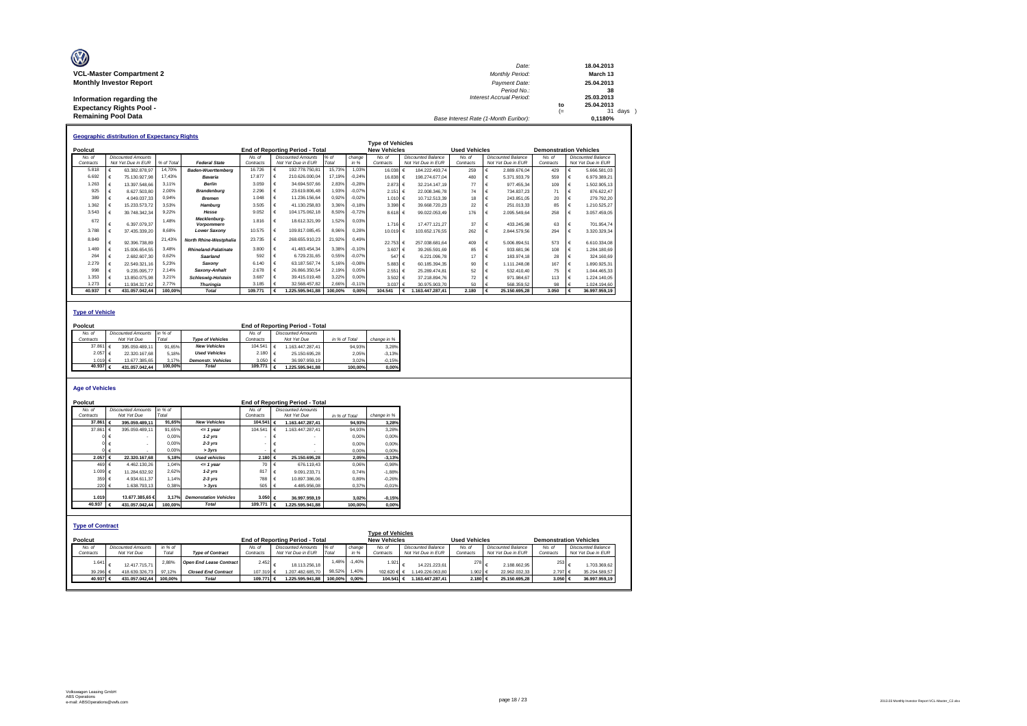**VCL-Master Compartment 2**
**Monthly Investor Report**

**Information regarding the Expectancy Rights Pool - Remaining Pool Data**

| | | |
|---|---|---|
| Date: | | 18.04.2013 |
| Monthly Period: | | March 13 |
| Payment Date: | | 25.04.2013 |
| Period No.: | | 38 |
| Interest Accrual Period: | | 25.03.2013 |
| | to | 25.04.2013 |
| | (= | 31 days ) |
| Base Interest Rate (1-Month Euribor): | | 0,1180% |

## Geographic distribution of Expectancy Rights

| Poolcut | | | | End of Reporting Period - Total | | | | Type of Vehicles: New Vehicles | | Used Vehicles | | Demonstration Vehicles | |
|---|---|---|---|---|---|---|---|---|---|---|---|---|---|
| No. of Contracts | Discounted Amounts Not Yet Due in EUR | % of Total | Federal State | No. of Contracts | Discounted Amounts Not Yet Due in EUR | % of Total | change in % | No. of Contracts | Discounted Balance Not Yet Due in EUR | No. of Contracts | Discounted Balance Not Yet Due in EUR | No. of Contracts | Discounted Balance Not Yet Due in EUR |
| 5.818 | € 63.382.878,97 | 14,70% | Baden-Wuerttemberg | 16.726 | € 192.778.750,81 | 15,73% | 1,03% | 16.038 | € 184.222.493,74 | 259 | € 2.889.676,04 | 429 | € 5.666.581,03 |
| 6.692 | € 75.130.927,98 | 17,43% | Bavaria | 17.877 | € 210.626.000,04 | 17,19% | -0,24% | 16.838 | € 198.274.677,04 | 480 | € 5.371.933,79 | 559 | € 6.979.389,21 |
| 1.263 | € 13.397.548,66 | 3,11% | Berlin | 3.059 | € 34.694.507,66 | 2,83% | -0,28% | 2.873 | € 32.214.147,19 | 77 | € 977.455,34 | 109 | € 1.502.905,13 |
| 925 | € 8.627.503,80 | 2,00% | Brandenburg | 2.296 | € 23.619.806,48 | 1,93% | -0,07% | 2.151 | € 22.008.346,78 | 74 | € 734.837,23 | 71 | € 876.622,47 |
| 389 | € 4.049.037,33 | 0,94% | Bremen | 1.048 | € 11.236.156,64 | 0,92% | -0,02% | 1.010 | € 10.712.513,39 | 18 | € 243.851,05 | 20 | € 279.792,20 |
| 1.362 | € 15.233.573,72 | 3,53% | Hamburg | 3.505 | € 41.130.258,83 | 3,36% | -0,18% | 3.398 | € 39.668.720,23 | 22 | € 251.013,33 | 85 | € 1.210.525,27 |
| 3.543 | € 39.748.342,34 | 9,22% | Hesse | 9.052 | € 104.175.062,18 | 8,50% | -0,72% | 8.618 | € 99.022.053,49 | 176 | € 2.095.549,64 | 258 | € 3.057.459,05 |
| 672 | € 6.397.079,37 | 1,48% | Mecklenburg-Vorpommern | 1.816 | € 18.612.321,99 | 1,52% | 0,03% | 1.716 | € 17.477.121,27 | 37 | € 433.245,98 | 63 | € 701.954,74 |
| 3.788 | € 37.435.339,20 | 8,68% | Lower Saxony | 10.575 | € 109.817.085,45 | 8,96% | 0,28% | 10.019 | € 103.652.176,55 | 262 | € 2.844.579,56 | 294 | € 3.320.329,34 |
| 8.849 | € 92.396.738,89 | 21,43% | North Rhine-Westphalia | 23.735 | € 268.655.910,23 | 21,92% | 0,49% | 22.753 | € 257.038.681,64 | 409 | € 5.006.894,51 | 573 | € 6.610.334,08 |
| 1.469 | € 15.006.654,55 | 3,48% | Rhineland-Palatinate | 3.800 | € 41.483.454,34 | 3,38% | -0,10% | 3.607 | € 39.265.591,69 | 85 | € 933.681,96 | 108 | € 1.284.180,69 |
| 264 | € 2.682.607,30 | 0,62% | Saarland | 592 | € 6.729.231,65 | 0,55% | -0,07% | 547 | € 6.221.096,78 | 17 | € 183.974,18 | 28 | € 324.160,69 |
| 2.279 | € 22.549.321,16 | 5,23% | Saxony | 6.140 | € 63.187.567,74 | 5,16% | -0,08% | 5.883 | € 60.185.394,35 | 90 | € 1.111.248,08 | 167 | € 1.890.925,31 |
| 998 | € 9.235.095,77 | 2,14% | Saxony-Anhalt | 2.678 | € 26.866.350,54 | 2,19% | 0,05% | 2.551 | € 25.289.474,81 | 52 | € 532.410,40 | 75 | € 1.044.465,33 |
| 1.353 | € 13.850.075,98 | 3,21% | Schleswig-Holstein | 3.687 | € 39.415.019,48 | 3,22% | 0,00% | 3.502 | € 37.218.894,76 | 72 | € 971.984,67 | 113 | € 1.224.140,05 |
| 1.273 | € 11.934.317,42 | 2,77% | Thuringia | 3.185 | € 32.568.457,82 | 2,66% | -0,11% | 3.037 | € 30.975.903,70 | 50 | € 568.359,52 | 98 | € 1.024.194,60 |
| 40.937 | € 431.057.042,44 | 100,00% | Total | 109.771 | € 1.225.595.941,88 | 100,00% | 0,00% | 104.541 | € 1.163.447.287,41 | 2.180 | € 25.150.695,28 | 3.050 | € 36.997.959,19 |

## Type of Vehicle

| Poolcut | | | | End of Reporting Period - Total | | | |
|---|---|---|---|---|---|---|---|
| No. of Contracts | Discounted Amounts Not Yet Due | in % of Total | Type of Vehicles | No. of Contracts | Discounted Amounts Not Yet Due | in % of Total | change in % |
| 37.861 | € 395.059.489,11 | 91,65% | New Vehicles | 104.541 | € 1.163.447.287,41 | 94,93% | 3,28% |
| 2.057 | € 22.320.167,68 | 5,18% | Used Vehicles | 2.180 | € 25.150.695,28 | 2,05% | -3,13% |
| 1.019 | € 13.677.385,65 | 3,17% | Demonstr. Vehicles | 3.050 | € 36.997.959,19 | 3,02% | -0,15% |
| 40.937 | € 431.057.042,44 | 100,00% | Total | 109.771 | € 1.225.595.941,88 | 100,00% | 0,00% |

## Age of Vehicles

| Poolcut | | | | End of Reporting Period - Total | | | |
|---|---|---|---|---|---|---|---|
| No. of Contracts | Discounted Amounts Not Yet Due | in % of Total | | No. of Contracts | Discounted Amounts Not Yet Due | in % of Total | change in % |
| 37.861 | € 395.059.489,11 | 91,65% | New Vehicles | 104.541 | € 1.163.447.287,41 | 94,93% | 3,28% |
| 37.861 | € 395.059.489,11 | 91,65% | <= 1 year | 104.541 | € 1.163.447.287,41 | 94,93% | 3,28% |
| 0 | € - | 0,00% | 1-2 yrs | - | € - | 0,00% | 0,00% |
| 0 | € - | 0,00% | 2-3 yrs | - | € - | 0,00% | 0,00% |
| 0 | € - | 0,00% | > 3yrs | - | € - | 0,00% | 0,00% |
| 2.057 | € 22.320.167,68 | 5,18% | Used vehicles | 2.180 | € 25.150.695,28 | 2,05% | -3,13% |
| 469 | € 4.462.130,26 | 1,04% | <= 1 year | 70 | € 676.119,43 | 0,06% | -0,98% |
| 1.009 | € 11.284.632,92 | 2,62% | 1-2 yrs | 817 | € 9.091.233,71 | 0,74% | -1,88% |
| 359 | € 4.934.611,37 | 1,14% | 2-3 yrs | 788 | € 10.897.386,06 | 0,89% | -0,26% |
| 220 | € 1.638.793,13 | 0,38% | > 3yrs | 505 | € 4.485.956,08 | 0,37% | -0,01% |
| 1.019 | 13.677.385,65 € | 3,17% | Demonstation Vehicles | 3.050 | € 36.997.959,19 | 3,02% | -0,15% |
| 40.937 | € 431.057.042,44 | 100,00% | Total | 109.771 | € 1.225.595.941,88 | 100,00% | 0,00% |

## Type of Contract

| Poolcut | | | | End of Reporting Period - Total | | | | Type of Vehicles: New Vehicles | | Used Vehicles | | Demonstration Vehicles | |
|---|---|---|---|---|---|---|---|---|---|---|---|---|---|
| No. of Contracts | Discounted Amounts Not Yet Due | in % of Total | Type of Contract | No. of Contracts | Discounted Amounts Not Yet Due in EUR | % of Total | change in % | No. of Contracts | Discounted Balance Not Yet Due in EUR | No. of Contracts | Discounted Balance Not Yet Due in EUR | No. of Contracts | Discounted Balance Not Yet Due in EUR |
| 1.641 | € 12.417.715,71 | 2,88% | Open End Lease Contract | 2.452 | € 18.113.256,18 | 1,48% | -1,40% | 1.921 | € 14.221.223,61 | 278 | € 2.188.662,95 | 253 | € 1.703.369,62 |
| 39.296 | € 418.639.326,73 | 97,12% | Closed End Contract | 107.319 | € 1.207.482.685,70 | 98,52% | 1,40% | 102.620 | € 1.149.226.063,80 | 1.902 | € 22.962.032,33 | 2.797 | € 35.294.589,57 |
| 40.937 | € 431.057.042,44 | 100,00% | Total | 109.771 | € 1.225.595.941,88 | 100,00% | 0,00% | 104.541 | € 1.163.447.287,41 | 2.180 | € 25.150.695,28 | 3.050 | € 36.997.959,19 |

Volkswagen Leasing GmbH
ABS Operations
e-mail: ABSOperations@vwfs.com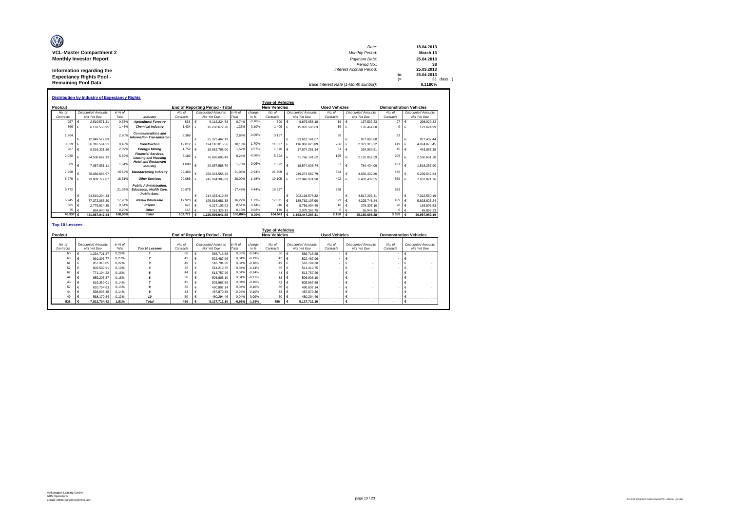**VCL-Master Compartment 2**
**Monthly Investor Report**

**Information regarding the Expectancy Rights Pool - Remaining Pool Data**

| | | |
|---|---|---|
| *Date:* | | **18.04.2013** |
| *Monthly Period:* | | **March 13** |
| *Payment Date:* | | **25.04.2013** |
| *Period No.:* | | **38** |
| *Interest Accrual Period:* | | **25.03.2013** |
| | to | **25.04.2013** |
| | (= | 31 days ) |
| *Base Interest Rate (1-Month Euribor):* | | **0,1180%** |

## Distribution by Industry of Expectancy Rights

| Poolcut | | | | End of Reporting Period - Total | | | | Type of Vehicles New Vehicles | | Used Vehicles | | Demonstration Vehicles | |
|---|---|---|---|---|---|---|---|---|---|---|---|---|---|
| No. of Contracts | Discounted Amounts Not Yet Due | in % of Total | Industry | No. of Contracts | Discounted Amounts Not Yet Due | in % of Total | change in % | No. of Contracts | Discounted Amounts Not Yet Due | No. of Contracts | Discounted Amounts Not Yet Due | No. of Contracts | Discounted Amounts Not Yet Due |
| 257 | € 2.519.571,21 | 0,58% | **Agriculture/ Forestry** | 833 | € 9.112.224,63 | 0,74% | -0,16% | 790 | € 8.676.658,18 | 16 | € 137.537,23 | 27 | € 298.029,22 |
| 566 | € 6.162.558,95 | 1,43% | **Chemical Industry** | 1.434 | € 16.268.672,70 | 1,33% | 0,10% | 1.409 | € 15.970.583,03 | 16 | € 176.464,68 | 9 | € 121.624,99 |
| 1.204 | € 12.049.572,89 | 2,80% | **Communications and Information Transmission** | 3.368 | € 35.373.467,19 | 2,89% | -0,09% | 3.197 | € 33.618.141,07 | 88 | € 877.893,68 | 83 | € 877.432,44 |
| 3.839 | € 36.316.564,21 | 8,43% | **Construction** | 12.012 | € 124.110.015,56 | 10,13% | -1,70% | 11.327 | € 116.863.825,89 | 266 | € 2.371.316,22 | 419 | € 4.874.873,45 |
| 987 | € 9.016.331,36 | 2,09% | **Energy/ Mining** | 1.752 | € 18.652.798,00 | 1,52% | 0,57% | 1.676 | € 17.874.251,14 | 31 | € 334.959,51 | 45 | € 443.587,35 |
| 2.030 | € 24.508.697,13 | 5,69% | **Financial Services, Leasing and Housing** | 6.182 | € 76.498.695,49 | 6,24% | -0,56% | 5.822 | € 71.766.181,62 | 155 | € 2.181.852,59 | 205 | € 2.550.661,28 |
| 689 | € 7.057.651,11 | 1,64% | **Hotel and Restaurant Industry** | 1.880 | € 20.857.588,70 | 1,70% | -0,06% | 1.692 | € 18.574.926,74 | 67 | € 764.404,06 | 121 | € 1.518.257,90 |
| 7.298 | € 78.089.686,97 | 18,12% | **Manufacturing Industry** | 22.469 | € 258.044.558,29 | 21,05% | -2,94% | 21.709 | € 249.274.582,79 | 324 | € 3.530.432,86 | 436 | € 5.239.542,64 |
| 6.970 | € 79.809.772,87 | 18,51% | **Other Services** | 20.066 | € 245.094.385,89 | 20,00% | -1,48% | 19.105 | € 232.040.074,58 | 402 | € 5.401.439,55 | 559 | € 7.652.871,76 |
| 9.772 | € 94.510.204,43 | 21,93% | **Public Administration, Education, Health Care, Public Serv.** | 20.978 | € 214.333.419,89 | 17,49% | 4,44% | 19.927 | € 202.193.576,32 | 398 | € 4.817.293,41 | 653 | € 7.322.550,16 |
| 6.945 | € 77.372.066,20 | 17,95% | **Retail/ Wholesale** | 17.923 | € 198.816.681,38 | 16,22% | 1,73% | 17.071 | € 188.762.107,90 | 393 | € 4.225.748,24 | 459 | € 5.828.825,24 |
| 305 | € 2.779.524,35 | 0,64% | **Private** | 692 | € 6.217.105,03 | 0,51% | 0,14% | 646 | € 5.756.994,40 | 18 | € 276.307,10 | 28 | € 183.803,53 |
| 75 | € 864.840,76 | 0,20% | **Other** | 182 | € 2.216.329,13 | 0,18% | 0,02% | 170 | € 2.075.383,75 | 6 | € 55.046,15 | 6 | € 85.899,23 |
| **40.937** | **€ 431.057.042,44** | **100,00%** | **Total** | **109.771** | **€ 1.225.595.941,88** | **100,00%** | **0,00%** | **104.541** | **€ 1.163.447.287,41** | **2.180** | **€ 25.150.695,28** | **3.050** | **€ 36.997.959,19** |

## Top 10 Lessees

| Poolcut | | | | End of Reporting Period - Total | | | | Type of Vehicles New Vehicles | | Used Vehicles | | Demonstration Vehicles | |
|---|---|---|---|---|---|---|---|---|---|---|---|---|---|
| No. of Contracts | Discounted Amounts Not Yet Due | in % of Total | Top 10 Lessees | No. of Contracts | Discounted Amounts Not Yet Due | in % of Total | change in % | No. of Contracts | Discounted Amounts Not Yet Due | No. of Contracts | Discounted Amounts Not Yet Due | No. of Contracts | Discounted Amounts Not Yet Due |
| 60 | € 1.234.721,87 | 0,29% | ***1*** | 66 | € 586.715,88 | 0,05% | -0,24% | 66 | € 586.715,88 | - | € - | - | € - |
| 63 | € 991.393,77 | 0,23% | ***2*** | 43 | € 522.487,96 | 0,04% | -0,19% | 43 | € 522.487,96 | - | € - | - | € - |
| 61 | € 957.316,85 | 0,22% | ***3*** | 49 | € 518.794,30 | 0,04% | -0,18% | 49 | € 518.794,30 | - | € - | - | € - |
| 52 | € 802.592,91 | 0,19% | ***4*** | 55 | € 514.210,75 | 0,04% | -0,14% | 55 | € 514.210,75 | - | € - | - | € - |
| 62 | € 771.194,22 | 0,18% | ***5*** | 44 | € 513.757,26 | 0,04% | -0,14% | 44 | € 513.757,26 | - | € - | - | € - |
| 44 | € 659.203,87 | 0,15% | ***6*** | 38 | € 506.806,10 | 0,04% | -0,11% | 38 | € 506.806,10 | - | € - | - | € - |
| 46 | € 619.350,01 | 0,14% | ***7*** | 42 | € 505.967,89 | 0,04% | -0,10% | 42 | € 505.967,89 | - | € - | - | € - |
| 57 | € 610.754,63 | 0,14% | ***8*** | 36 | € 490.807,14 | 0,04% | -0,10% | 36 | € 490.807,14 | - | € - | - | € - |
| 44 | € 598.005,45 | 0,14% | ***9*** | 33 | € 487.870,36 | 0,04% | -0,10% | 33 | € 487.870,36 | - | € - | - | € - |
| 49 | € 568.170,84 | 0,13% | ***10*** | 50 | € 480.294,46 | 0,04% | -0,09% | 50 | € 480.294,46 | - | € - | - | € - |
| **538** | **€ 7.812.704,42** | **1,81%** | ***Total*** | **456** | **€ 5.127.712,10** | **-0,98%** | **-1,39%** | **456** | **€ 5.127.712,10** | **-** | **€ -** | **-** | **€ -** |

Volkswagen Leasing GmbH
ABS Operations
e-mail: ABSOperations@vwfs.com

2013.03 Monthly Investor Report VCL-Master_C2.xlsx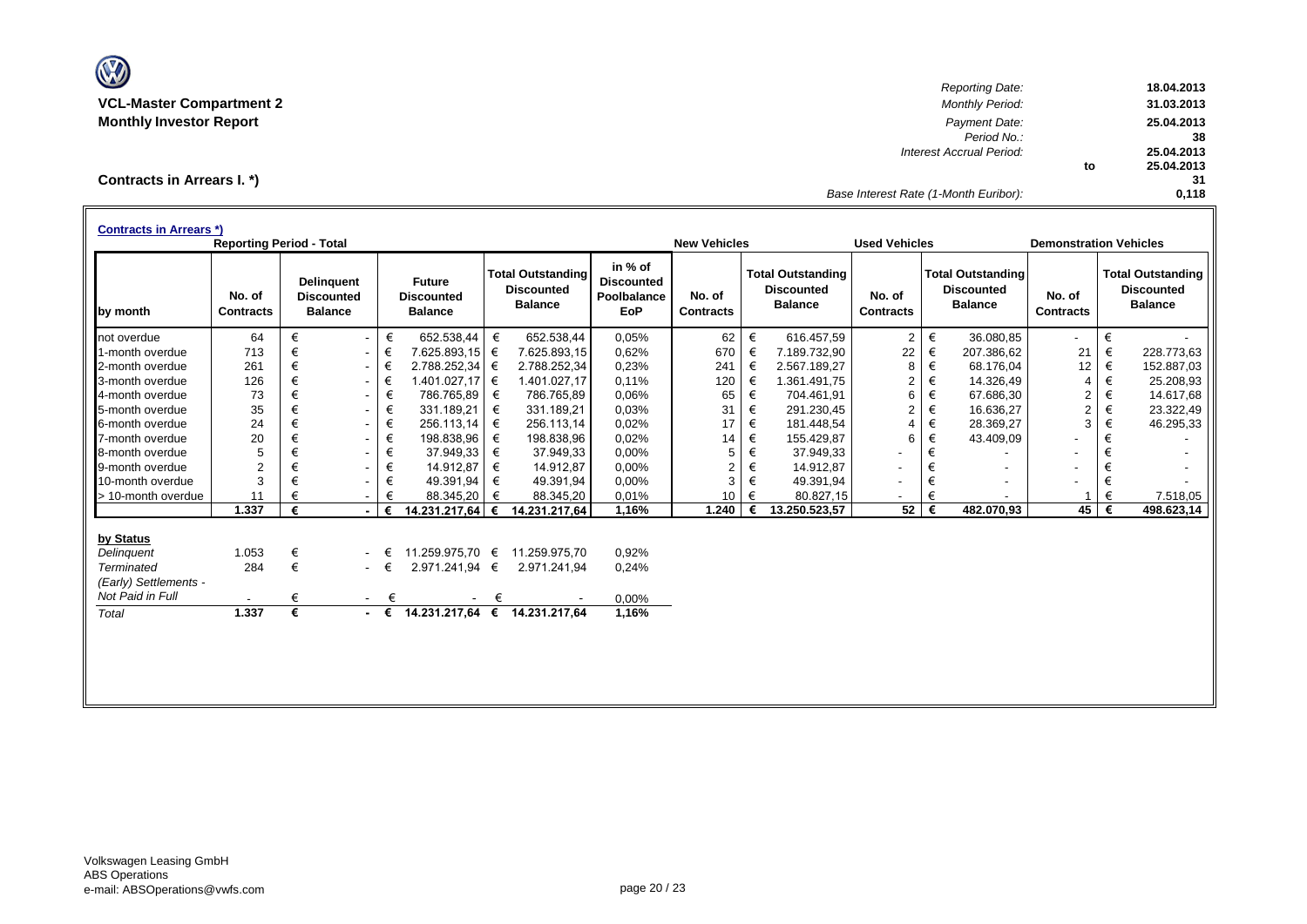**VCL-Master Compartment 2**
**Monthly Investor Report**

| | | |
|---|---|---|
| *Reporting Date:* | | 18.04.2013 |
| *Monthly Period:* | | 31.03.2013 |
| *Payment Date:* | | 25.04.2013 |
| *Period No.:* | | 38 |
| *Interest Accrual Period:* | | 25.04.2013 |
| | to | 25.04.2013 |
| | | 31 |
| *Base Interest Rate (1-Month Euribor):* | | 0,118 |

## Contracts in Arrears I. *)

**Contracts in Arrears *)**

| | Reporting Period - Total | | | | | New Vehicles | | Used Vehicles | | Demonstration Vehicles | |
|---|---|---|---|---|---|---|---|---|---|---|---|
| **by month** | **No. of Contracts** | **Delinquent Discounted Balance** | **Future Discounted Balance** | **Total Outstanding Discounted Balance** | **in % of Discounted Poolbalance EoP** | **No. of Contracts** | **Total Outstanding Discounted Balance** | **No. of Contracts** | **Total Outstanding Discounted Balance** | **No. of Contracts** | **Total Outstanding Discounted Balance** |
| not overdue | 64 | € - | € 652.538,44 | € 652.538,44 | 0,05% | 62 | € 616.457,59 | 2 | € 36.080,85 | - | € - |
| 1-month overdue | 713 | € - | € 7.625.893,15 | € 7.625.893,15 | 0,62% | 670 | € 7.189.732,90 | 22 | € 207.386,62 | 21 | € 228.773,63 |
| 2-month overdue | 261 | € - | € 2.788.252,34 | € 2.788.252,34 | 0,23% | 241 | € 2.567.189,27 | 8 | € 68.176,04 | 12 | € 152.887,03 |
| 3-month overdue | 126 | € - | € 1.401.027,17 | € 1.401.027,17 | 0,11% | 120 | € 1.361.491,75 | 2 | € 14.326,49 | 4 | € 25.208,93 |
| 4-month overdue | 73 | € - | € 786.765,89 | € 786.765,89 | 0,06% | 65 | € 704.461,91 | 6 | € 67.686,30 | 2 | € 14.617,68 |
| 5-month overdue | 35 | € - | € 331.189,21 | € 331.189,21 | 0,03% | 31 | € 291.230,45 | 2 | € 16.636,27 | 2 | € 23.322,49 |
| 6-month overdue | 24 | € - | € 256.113,14 | € 256.113,14 | 0,02% | 17 | € 181.448,54 | 4 | € 28.369,27 | 3 | € 46.295,33 |
| 7-month overdue | 20 | € - | € 198.838,96 | € 198.838,96 | 0,02% | 14 | € 155.429,87 | 6 | € 43.409,09 | - | € - |
| 8-month overdue | 5 | € - | € 37.949,33 | € 37.949,33 | 0,00% | 5 | € 37.949,33 | - | € - | - | € - |
| 9-month overdue | 2 | € - | € 14.912,87 | € 14.912,87 | 0,00% | 2 | € 14.912,87 | - | € - | - | € - |
| 10-month overdue | 3 | € - | € 49.391,94 | € 49.391,94 | 0,00% | 3 | € 49.391,94 | - | € - | - | € - |
| > 10-month overdue | 11 | € - | € 88.345,20 | € 88.345,20 | 0,01% | 10 | € 80.827,15 | - | € - | 1 | € 7.518,05 |
| | **1.337** | **€ -** | **€ 14.231.217,64** | **€ 14.231.217,64** | **1,16%** | **1.240** | **€ 13.250.523,57** | **52** | **€ 482.070,93** | **45** | **€ 498.623,14** |

| **by Status** | | | | | |
|---|---|---|---|---|---|
| *Delinquent* | 1.053 | € - | € 11.259.975,70 | € 11.259.975,70 | 0,92% |
| *Terminated* | 284 | € - | € 2.971.241,94 | € 2.971.241,94 | 0,24% |
| *(Early) Settlements - Not Paid in Full* | - | € - | € - | € - | 0,00% |
| *Total* | **1.337** | **€ -** | **€ 14.231.217,64** | **€ 14.231.217,64** | **1,16%** |

Volkswagen Leasing GmbH
ABS Operations
e-mail: ABSOperations@vwfs.com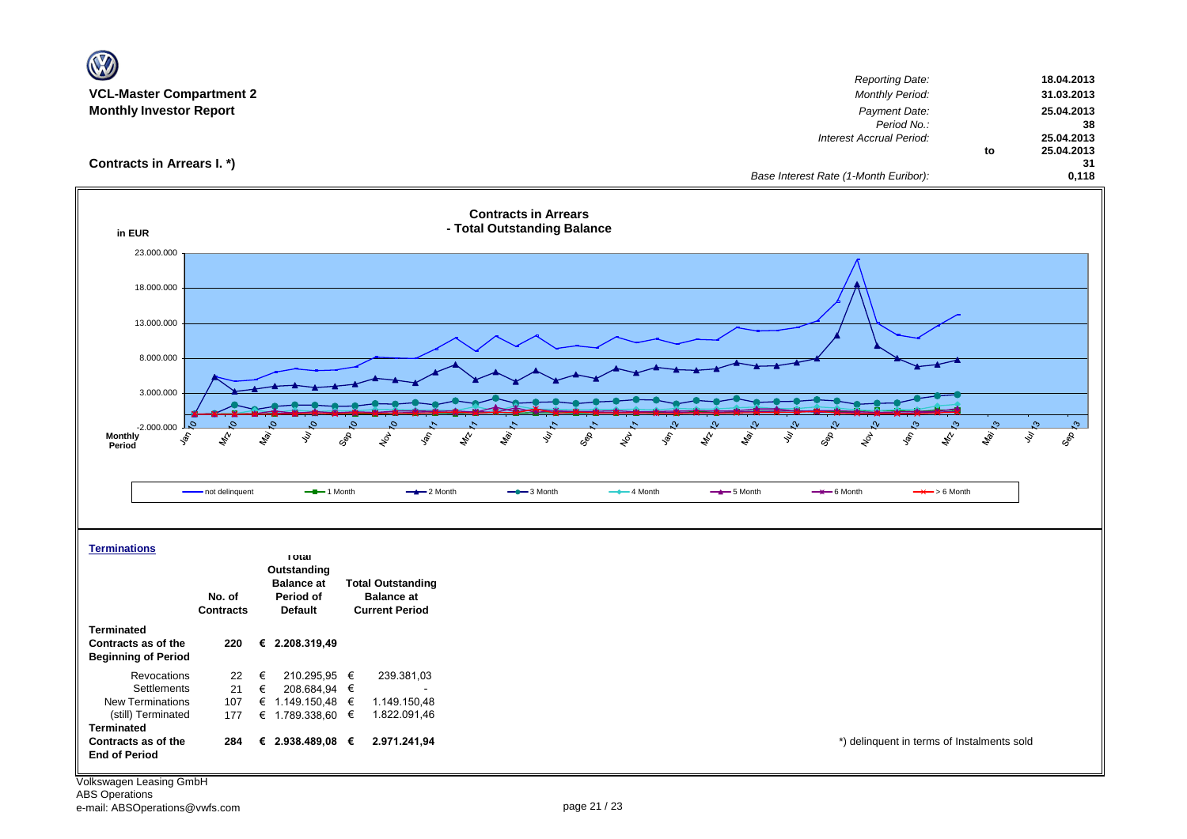**VCL-Master Compartment 2**
**Monthly Investor Report**

| | | |
|---|---|---|
| *Reporting Date:* | | 18.04.2013 |
| *Monthly Period:* | | 31.03.2013 |
| *Payment Date:* | | 25.04.2013 |
| *Period No.:* | | 38 |
| *Interest Accrual Period:* | | 25.04.2013 |
| | to | 25.04.2013 |
| | | 31 |
| *Base Interest Rate (1-Month Euribor):* | | 0,118 |

## Contracts in Arrears I. *)

**Contracts in Arrears - Total Outstanding Balance**

in EUR

Legend: not delinquent, 1 Month, 2 Month, 3 Month, 4 Month, 5 Month, 6 Month, > 6 Month

### Terminations

| | No. of Contracts | Total Outstanding Balance at Period of Default | Total Outstanding Balance at Current Period |
|---|---|---|---|
| **Terminated Contracts as of the Beginning of Period** | **220** | **€ 2.208.319,49** | |
| Revocations | 22 | € 210.295,95 | € 239.381,03 |
| Settlements | 21 | € 208.684,94 | € - |
| New Terminations | 107 | € 1.149.150,48 | € 1.149.150,48 |
| (still) Terminated | 177 | € 1.789.338,60 | € 1.822.091,46 |
| **Terminated Contracts as of the End of Period** | **284** | **€ 2.938.489,08** | **€ 2.971.241,94** |

*) delinquent in terms of Instalments sold

Volkswagen Leasing GmbH
ABS Operations
e-mail: ABSOperations@vwfs.com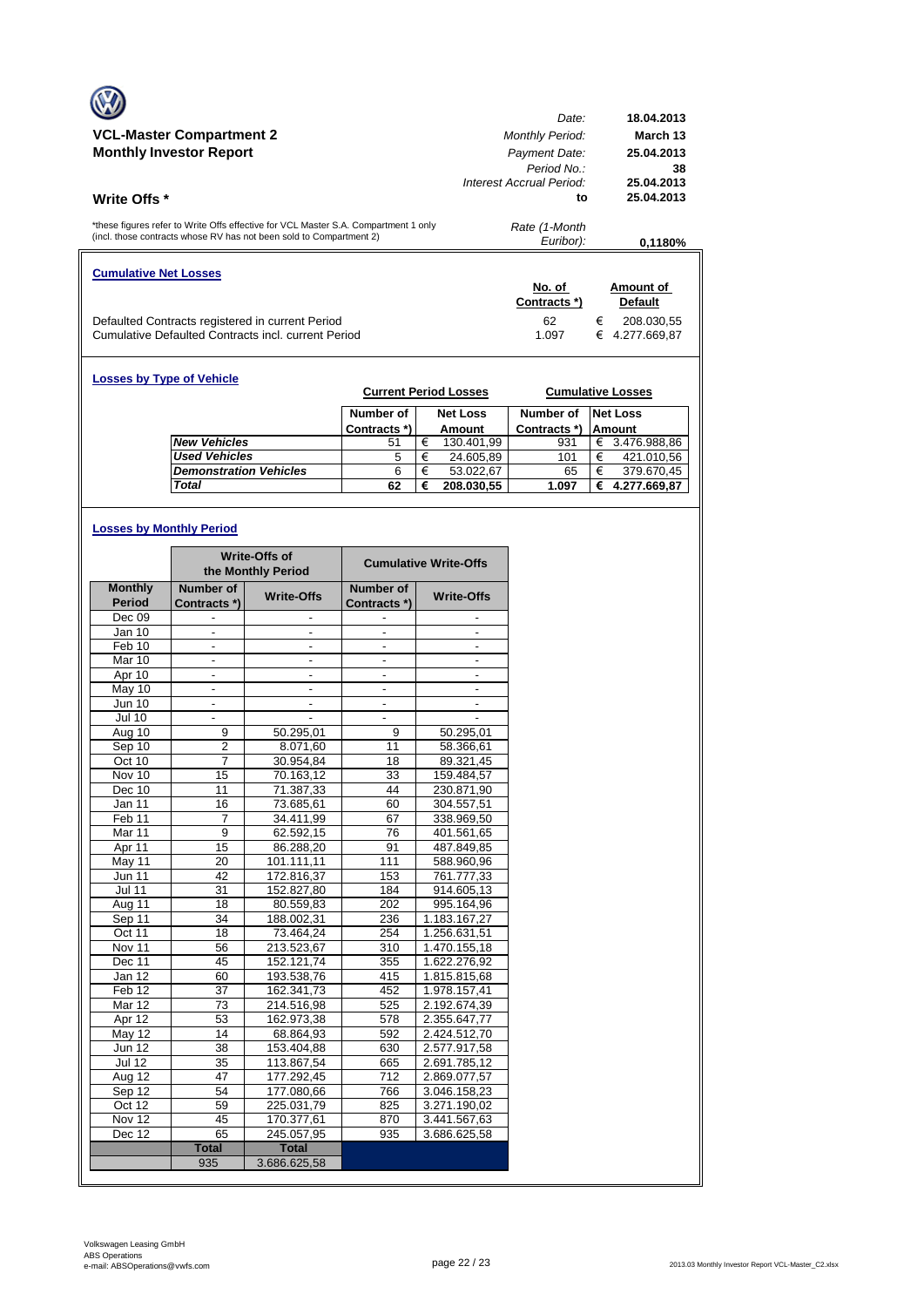## VCL-Master Compartment 2
## Monthly Investor Report

| | |
|---|---|
| Date: | 18.04.2013 |
| Monthly Period: | March 13 |
| Payment Date: | 25.04.2013 |
| Period No.: | 38 |
| Interest Accrual Period: | 25.04.2013 |
| to | 25.04.2013 |
| Rate (1-Month Euribor): | 0,1180% |

## Write Offs *

*these figures refer to Write Offs effective for VCL Master S.A. Compartment 1 only (incl. those contracts whose RV has not been sold to Compartment 2)

### Cumulative Net Losses

| | No. of Contracts *) | Amount of Default |
|---|---|---|
| Defaulted Contracts registered in current Period | 62 | € 208.030,55 |
| Cumulative Defaulted Contracts incl. current Period | 1.097 | € 4.277.669,87 |

### Losses by Type of Vehicle

| | Current Period Losses | | Cumulative Losses | |
|---|---|---|---|---|
| | Number of Contracts *) | Net Loss Amount | Number of Contracts *) | Net Loss Amount |
| *New Vehicles* | 51 | € 130.401,99 | 931 | € 3.476.988,86 |
| *Used Vehicles* | 5 | € 24.605,89 | 101 | € 421.010,56 |
| *Demonstration Vehicles* | 6 | € 53.022,67 | 65 | € 379.670,45 |
| ***Total*** | **62** | **€ 208.030,55** | **1.097** | **€ 4.277.669,87** |

### Losses by Monthly Period

| | Write-Offs of the Monthly Period | | Cumulative Write-Offs | |
|---|---|---|---|---|
| Monthly Period | Number of Contracts *) | Write-Offs | Number of Contracts *) | Write-Offs |
| Dec 09 | - | - | - | - |
| Jan 10 | - | - | - | - |
| Feb 10 | - | - | - | - |
| Mar 10 | - | - | - | - |
| Apr 10 | - | - | - | - |
| May 10 | - | - | - | - |
| Jun 10 | - | - | - | - |
| Jul 10 | - | - | - | - |
| Aug 10 | 9 | 50.295,01 | 9 | 50.295,01 |
| Sep 10 | 2 | 8.071,60 | 11 | 58.366,61 |
| Oct 10 | 7 | 30.954,84 | 18 | 89.321,45 |
| Nov 10 | 15 | 70.163,12 | 33 | 159.484,57 |
| Dec 10 | 11 | 71.387,33 | 44 | 230.871,90 |
| Jan 11 | 16 | 73.685,61 | 60 | 304.557,51 |
| Feb 11 | 7 | 34.411,99 | 67 | 338.969,50 |
| Mar 11 | 9 | 62.592,15 | 76 | 401.561,65 |
| Apr 11 | 15 | 86.288,20 | 91 | 487.849,85 |
| May 11 | 20 | 101.111,11 | 111 | 588.960,96 |
| Jun 11 | 42 | 172.816,37 | 153 | 761.777,33 |
| Jul 11 | 31 | 152.827,80 | 184 | 914.605,13 |
| Aug 11 | 18 | 80.559,83 | 202 | 995.164,96 |
| Sep 11 | 34 | 188.002,31 | 236 | 1.183.167,27 |
| Oct 11 | 18 | 73.464,24 | 254 | 1.256.631,51 |
| Nov 11 | 56 | 213.523,67 | 310 | 1.470.155,18 |
| Dec 11 | 45 | 152.121,74 | 355 | 1.622.276,92 |
| Jan 12 | 60 | 193.538,76 | 415 | 1.815.815,68 |
| Feb 12 | 37 | 162.341,73 | 452 | 1.978.157,41 |
| Mar 12 | 73 | 214.516,98 | 525 | 2.192.674,39 |
| Apr 12 | 53 | 162.973,38 | 578 | 2.355.647,77 |
| May 12 | 14 | 68.864,93 | 592 | 2.424.512,70 |
| Jun 12 | 38 | 153.404,88 | 630 | 2.577.917,58 |
| Jul 12 | 35 | 113.867,54 | 665 | 2.691.785,12 |
| Aug 12 | 47 | 177.292,45 | 712 | 2.869.077,57 |
| Sep 12 | 54 | 177.080,66 | 766 | 3.046.158,23 |
| Oct 12 | 59 | 225.031,79 | 825 | 3.271.190,02 |
| Nov 12 | 45 | 170.377,61 | 870 | 3.441.567,63 |
| Dec 12 | 65 | 245.057,95 | 935 | 3.686.625,58 |
| | **Total** | **Total** | | |
| | 935 | 3.686.625,58 | | |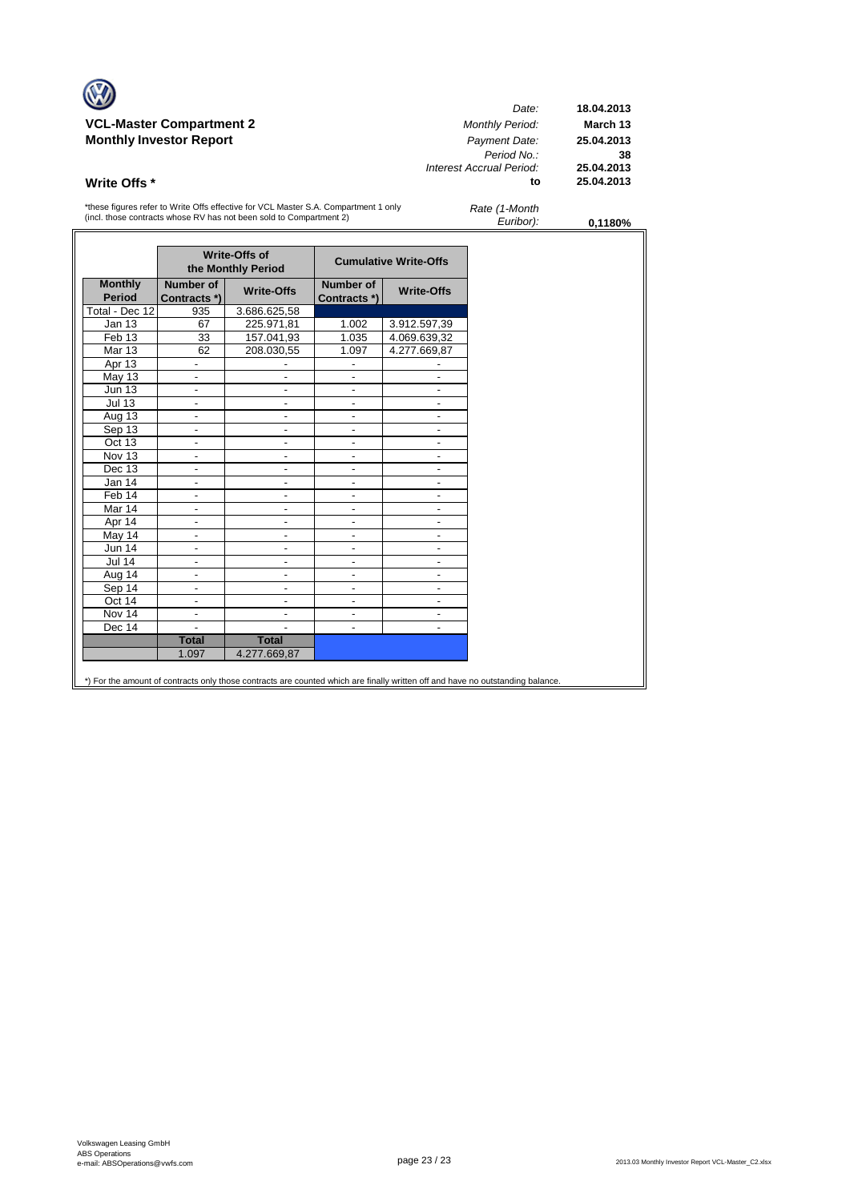**VCL-Master Compartment 2**
**Monthly Investor Report**

| | |
|---|---|
| *Date:* | **18.04.2013** |
| *Monthly Period:* | **March 13** |
| *Payment Date:* | **25.04.2013** |
| *Period No.:* | **38** |
| *Interest Accrual Period:* | **25.04.2013** |
| **to** | **25.04.2013** |

## Write Offs *

*these figures refer to Write Offs effective for VCL Master S.A. Compartment 1 only
(incl. those contracts whose RV has not been sold to Compartment 2)

*Rate (1-Month Euribor):* **0,1180%**

| | Write-Offs of the Monthly Period | | Cumulative Write-Offs | |
|---|---|---|---|---|
| **Monthly Period** | **Number of Contracts \*)** | **Write-Offs** | **Number of Contracts \*)** | **Write-Offs** |
| Total - Dec 12 | 935 | 3.686.625,58 | | |
| Jan 13 | 67 | 225.971,81 | 1.002 | 3.912.597,39 |
| Feb 13 | 33 | 157.041,93 | 1.035 | 4.069.639,32 |
| Mar 13 | 62 | 208.030,55 | 1.097 | 4.277.669,87 |
| Apr 13 | - | - | - | - |
| May 13 | - | - | - | - |
| Jun 13 | - | - | - | - |
| Jul 13 | - | - | - | - |
| Aug 13 | - | - | - | - |
| Sep 13 | - | - | - | - |
| Oct 13 | - | - | - | - |
| Nov 13 | - | - | - | - |
| Dec 13 | - | - | - | - |
| Jan 14 | - | - | - | - |
| Feb 14 | - | - | - | - |
| Mar 14 | - | - | - | - |
| Apr 14 | - | - | - | - |
| May 14 | - | - | - | - |
| Jun 14 | - | - | - | - |
| Jul 14 | - | - | - | - |
| Aug 14 | - | - | - | - |
| Sep 14 | - | - | - | - |
| Oct 14 | - | - | - | - |
| Nov 14 | - | - | - | - |
| Dec 14 | - | - | - | - |
| | **Total** | **Total** | | |
| | 1.097 | 4.277.669,87 | | |

*) For the amount of contracts only those contracts are counted which are finally written off and have no outstanding balance.

Volkswagen Leasing GmbH
ABS Operations
e-mail: ABSOperations@vwfs.com

2013.03 Monthly Investor Report VCL-Master_C2.xlsx